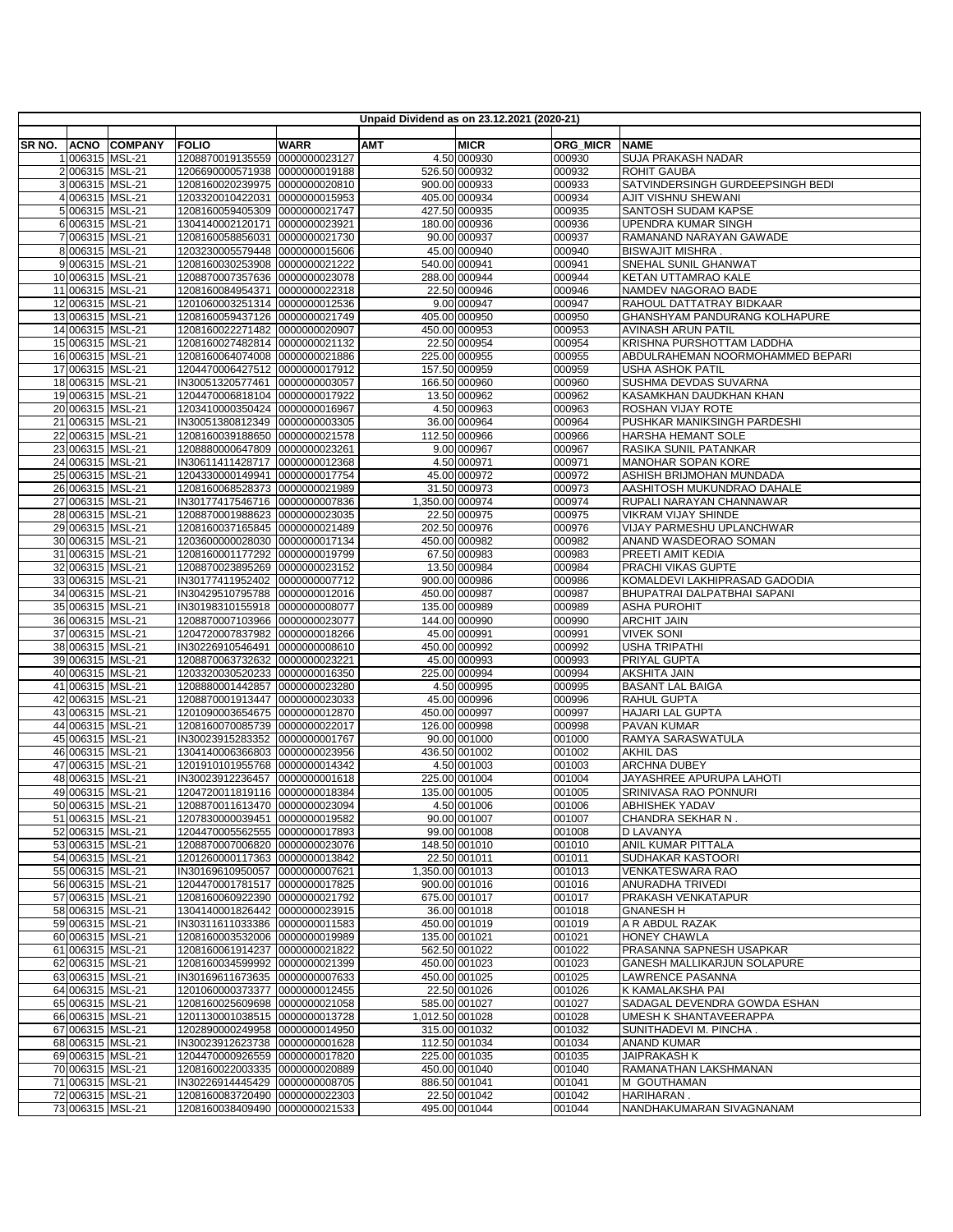**Unpaid Dividend as on 23.12.2021 (2020-21)**

| SR NO. | ACNO | COMPANY | FOLIO | WARR | AMT | MICR | ORG_MICR | NAME |
|---|---|---|---|---|---|---|---|---|
| 1 | 006315 | MSL-21 | 1208870019135559 | 0000000023127 | 4.50 | 000930 | 000930 | SUJA PRAKASH NADAR |
| 2 | 006315 | MSL-21 | 1206690000571938 | 0000000019188 | 526.50 | 000932 | 000932 | ROHIT GAUBA |
| 3 | 006315 | MSL-21 | 1208160020239975 | 0000000020810 | 900.00 | 000933 | 000933 | SATVINDERSINGH GURDEEPSINGH BEDI |
| 4 | 006315 | MSL-21 | 1203320010422031 | 0000000015953 | 405.00 | 000934 | 000934 | AJIT VISHNU SHEWANI |
| 5 | 006315 | MSL-21 | 1208160059405309 | 0000000021747 | 427.50 | 000935 | 000935 | SANTOSH SUDAM KAPSE |
| 6 | 006315 | MSL-21 | 1304140002120171 | 0000000023921 | 180.00 | 000936 | 000936 | UPENDRA KUMAR SINGH |
| 7 | 006315 | MSL-21 | 1208160058856031 | 0000000021730 | 90.00 | 000937 | 000937 | RAMANAND NARAYAN GAWADE |
| 8 | 006315 | MSL-21 | 1203230005579448 | 0000000015606 | 45.00 | 000940 | 000940 | BISWAJIT MISHRA . |
| 9 | 006315 | MSL-21 | 1208160030253908 | 0000000021222 | 540.00 | 000941 | 000941 | SNEHAL SUNIL GHANWAT |
| 10 | 006315 | MSL-21 | 1208870007357636 | 0000000023078 | 288.00 | 000944 | 000944 | KETAN UTTAMRAO KALE |
| 11 | 006315 | MSL-21 | 1208160084954371 | 0000000022318 | 22.50 | 000946 | 000946 | NAMDEV NAGORAO BADE |
| 12 | 006315 | MSL-21 | 1201060003251314 | 0000000012536 | 9.00 | 000947 | 000947 | RAHOUL DATTATRAY BIDKAAR |
| 13 | 006315 | MSL-21 | 1208160059437126 | 0000000021749 | 405.00 | 000950 | 000950 | GHANSHYAM PANDURANG KOLHAPURE |
| 14 | 006315 | MSL-21 | 1208160022271482 | 0000000020907 | 450.00 | 000953 | 000953 | AVINASH ARUN PATIL |
| 15 | 006315 | MSL-21 | 1208160027482814 | 0000000021132 | 22.50 | 000954 | 000954 | KRISHNA PURSHOTTAM LADDHA |
| 16 | 006315 | MSL-21 | 1208160064074008 | 0000000021886 | 225.00 | 000955 | 000955 | ABDULRAHEMAN NOORMOHAMMED BEPARI |
| 17 | 006315 | MSL-21 | 1204470006427512 | 0000000017912 | 157.50 | 000959 | 000959 | USHA ASHOK PATIL |
| 18 | 006315 | MSL-21 | IN30051320577461 | 0000000003057 | 166.50 | 000960 | 000960 | SUSHMA DEVDAS SUVARNA |
| 19 | 006315 | MSL-21 | 1204470006818104 | 0000000017922 | 13.50 | 000962 | 000962 | KASAMKHAN DAUDKHAN KHAN |
| 20 | 006315 | MSL-21 | 1203410000350424 | 0000000016967 | 4.50 | 000963 | 000963 | ROSHAN VIJAY ROTE |
| 21 | 006315 | MSL-21 | IN30051380812349 | 0000000003305 | 36.00 | 000964 | 000964 | PUSHKAR MANIKSINGH PARDESHI |
| 22 | 006315 | MSL-21 | 1208160039188650 | 0000000021578 | 112.50 | 000966 | 000966 | HARSHA HEMANT SOLE |
| 23 | 006315 | MSL-21 | 1208880000647809 | 0000000023261 | 9.00 | 000967 | 000967 | RASIKA SUNIL PATANKAR |
| 24 | 006315 | MSL-21 | IN30611411428717 | 0000000012368 | 4.50 | 000971 | 000971 | MANOHAR SOPAN KORE |
| 25 | 006315 | MSL-21 | 1204330000149941 | 0000000017754 | 45.00 | 000972 | 000972 | ASHISH BRIJMOHAN MUNDADA |
| 26 | 006315 | MSL-21 | 1208160068528373 | 0000000021989 | 31.50 | 000973 | 000973 | AASHITOSH MUKUNDRAO DAHALE |
| 27 | 006315 | MSL-21 | IN30177417546716 | 0000000007836 | 1,350.00 | 000974 | 000974 | RUPALI NARAYAN CHANNAWAR |
| 28 | 006315 | MSL-21 | 1208870001988623 | 0000000023035 | 22.50 | 000975 | 000975 | VIKRAM VIJAY SHINDE |
| 29 | 006315 | MSL-21 | 1208160037165845 | 0000000021489 | 202.50 | 000976 | 000976 | VIJAY PARMESHU UPLANCHWAR |
| 30 | 006315 | MSL-21 | 1203600000028030 | 0000000017134 | 450.00 | 000982 | 000982 | ANAND WASDEORAO SOMAN |
| 31 | 006315 | MSL-21 | 1208160001177292 | 0000000019799 | 67.50 | 000983 | 000983 | PREETI AMIT KEDIA |
| 32 | 006315 | MSL-21 | 1208870023895269 | 0000000023152 | 13.50 | 000984 | 000984 | PRACHI VIKAS GUPTE |
| 33 | 006315 | MSL-21 | IN30177411952402 | 0000000007712 | 900.00 | 000986 | 000986 | KOMALDEVI LAKHIPRASAD GADODIA |
| 34 | 006315 | MSL-21 | IN30429510795788 | 0000000012016 | 450.00 | 000987 | 000987 | BHUPATRAI DALPATBHAI SAPANI |
| 35 | 006315 | MSL-21 | IN30198310155918 | 0000000008077 | 135.00 | 000989 | 000989 | ASHA PUROHIT |
| 36 | 006315 | MSL-21 | 1208870007103966 | 0000000023077 | 144.00 | 000990 | 000990 | ARCHIT JAIN |
| 37 | 006315 | MSL-21 | 1204720007837982 | 0000000018266 | 45.00 | 000991 | 000991 | VIVEK SONI |
| 38 | 006315 | MSL-21 | IN30226910546491 | 0000000008610 | 450.00 | 000992 | 000992 | USHA TRIPATHI |
| 39 | 006315 | MSL-21 | 1208870063732632 | 0000000023221 | 45.00 | 000993 | 000993 | PRIYAL GUPTA |
| 40 | 006315 | MSL-21 | 1203320030520233 | 0000000016350 | 225.00 | 000994 | 000994 | AKSHITA JAIN |
| 41 | 006315 | MSL-21 | 1208880001442857 | 0000000023280 | 4.50 | 000995 | 000995 | BASANT LAL BAIGA |
| 42 | 006315 | MSL-21 | 1208870001913447 | 0000000023033 | 45.00 | 000996 | 000996 | RAHUL GUPTA |
| 43 | 006315 | MSL-21 | 1201090003654675 | 0000000012870 | 450.00 | 000997 | 000997 | HAJARI LAL GUPTA |
| 44 | 006315 | MSL-21 | 1208160070085739 | 0000000022017 | 126.00 | 000998 | 000998 | PAVAN KUMAR |
| 45 | 006315 | MSL-21 | IN30023915283352 | 0000000001767 | 90.00 | 001000 | 001000 | RAMYA SARASWATULA |
| 46 | 006315 | MSL-21 | 1304140006366803 | 0000000023956 | 436.50 | 001002 | 001002 | AKHIL DAS |
| 47 | 006315 | MSL-21 | 1201910101955768 | 0000000014342 | 4.50 | 001003 | 001003 | ARCHNA DUBEY |
| 48 | 006315 | MSL-21 | IN30023912236457 | 0000000001618 | 225.00 | 001004 | 001004 | JAYASHREE APURUPA LAHOTI |
| 49 | 006315 | MSL-21 | 1204720011819116 | 0000000018384 | 135.00 | 001005 | 001005 | SRINIVASA RAO PONNURI |
| 50 | 006315 | MSL-21 | 1208870011613470 | 0000000023094 | 4.50 | 001006 | 001006 | ABHISHEK YADAV |
| 51 | 006315 | MSL-21 | 1207830000039451 | 0000000019582 | 90.00 | 001007 | 001007 | CHANDRA SEKHAR N . |
| 52 | 006315 | MSL-21 | 1204470005562555 | 0000000017893 | 99.00 | 001008 | 001008 | D LAVANYA |
| 53 | 006315 | MSL-21 | 1208870007006820 | 0000000023076 | 148.50 | 001010 | 001010 | ANIL KUMAR PITTALA |
| 54 | 006315 | MSL-21 | 1201260000117363 | 0000000013842 | 22.50 | 001011 | 001011 | SUDHAKAR KASTOORI |
| 55 | 006315 | MSL-21 | IN30169610950057 | 0000000007621 | 1,350.00 | 001013 | 001013 | VENKATESWARA RAO |
| 56 | 006315 | MSL-21 | 1204470001781517 | 0000000017825 | 900.00 | 001016 | 001016 | ANURADHA TRIVEDI |
| 57 | 006315 | MSL-21 | 1208160060922390 | 0000000021792 | 675.00 | 001017 | 001017 | PRAKASH VENKATAPUR |
| 58 | 006315 | MSL-21 | 1304140001826442 | 0000000023915 | 36.00 | 001018 | 001018 | GNANESH H |
| 59 | 006315 | MSL-21 | IN30311611033386 | 0000000011583 | 450.00 | 001019 | 001019 | A R ABDUL RAZAK |
| 60 | 006315 | MSL-21 | 1208160003532006 | 0000000019989 | 135.00 | 001021 | 001021 | HONEY CHAWLA |
| 61 | 006315 | MSL-21 | 1208160061914237 | 0000000021822 | 562.50 | 001022 | 001022 | PRASANNA SAPNESH USAPKAR |
| 62 | 006315 | MSL-21 | 1208160034599992 | 0000000021399 | 450.00 | 001023 | 001023 | GANESH MALLIKARJUN SOLAPURE |
| 63 | 006315 | MSL-21 | IN30169611673635 | 0000000007633 | 450.00 | 001025 | 001025 | LAWRENCE PASANNA |
| 64 | 006315 | MSL-21 | 1201060000373377 | 0000000012455 | 22.50 | 001026 | 001026 | K KAMALAKSHA PAI |
| 65 | 006315 | MSL-21 | 1208160025609698 | 0000000021058 | 585.00 | 001027 | 001027 | SADAGAL DEVENDRA GOWDA ESHAN |
| 66 | 006315 | MSL-21 | 1201130001038515 | 0000000013728 | 1,012.50 | 001028 | 001028 | UMESH K SHANTAVEERAPPA |
| 67 | 006315 | MSL-21 | 1202890000249958 | 0000000014950 | 315.00 | 001032 | 001032 | SUNITHADEVI M. PINCHA . |
| 68 | 006315 | MSL-21 | IN30023912623738 | 0000000001628 | 112.50 | 001034 | 001034 | ANAND KUMAR |
| 69 | 006315 | MSL-21 | 1204470000926559 | 0000000017820 | 225.00 | 001035 | 001035 | JAIPRAKASH K |
| 70 | 006315 | MSL-21 | 1208160022003335 | 0000000020889 | 450.00 | 001040 | 001040 | RAMANATHAN LAKSHMANAN |
| 71 | 006315 | MSL-21 | IN30226914445429 | 0000000008705 | 886.50 | 001041 | 001041 | M GOUTHAMAN |
| 72 | 006315 | MSL-21 | 1208160083720490 | 0000000022303 | 22.50 | 001042 | 001042 | HARIHARAN . |
| 73 | 006315 | MSL-21 | 1208160038409490 | 0000000021533 | 495.00 | 001044 | 001044 | NANDHAKUMARAN SIVAGNANAM |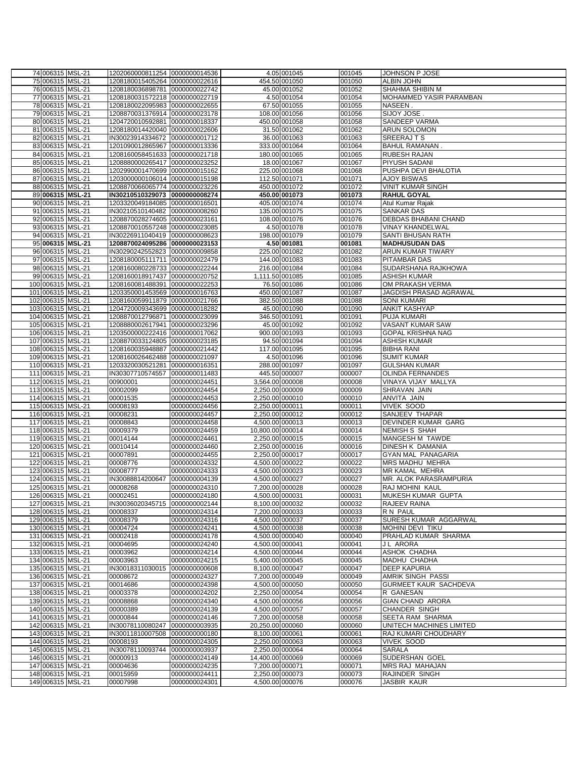| 74 | 006315 | MSL-21 | 1202060000811254 | 0000000014536 | 4.05 | 001045 | 001045 | JOHNSON P JOSE |
|---|---|---|---|---|---|---|---|---|
| 75 | 006315 | MSL-21 | 1208180015405264 | 0000000022616 | 454.50 | 001050 | 001050 | ALBIN JOHN |
| 76 | 006315 | MSL-21 | 1208180036898781 | 0000000022742 | 45.00 | 001052 | 001052 | SHAHMA SHIBIN M |
| 77 | 006315 | MSL-21 | 1208180031572218 | 0000000022719 | 4.50 | 001054 | 001054 | MOHAMMED YASIR PARAMBAN |
| 78 | 006315 | MSL-21 | 1208180022095983 | 0000000022655 | 67.50 | 001055 | 001055 | NASEEN . |
| 79 | 006315 | MSL-21 | 1208870031376914 | 0000000023178 | 108.00 | 001056 | 001056 | SIJOY JOSE . |
| 80 | 006315 | MSL-21 | 1204720010592881 | 0000000018337 | 450.00 | 001058 | 001058 | SANDEEP VARMA |
| 81 | 006315 | MSL-21 | 1208180014420040 | 0000000022606 | 31.50 | 001062 | 001062 | ARUN SOLOMON |
| 82 | 006315 | MSL-21 | IN30023914334672 | 0000000001712 | 36.00 | 001063 | 001063 | SREERAJ T S |
| 83 | 006315 | MSL-21 | 1201090012865967 | 0000000013336 | 333.00 | 001064 | 001064 | BAHUL RAMANAN . |
| 84 | 006315 | MSL-21 | 1208160058451633 | 0000000021718 | 180.00 | 001065 | 001065 | RUBESH RAJAN |
| 85 | 006315 | MSL-21 | 1208880000265417 | 0000000023252 | 18.00 | 001067 | 001067 | PIYUSH SADANI |
| 86 | 006315 | MSL-21 | 1202990001470699 | 0000000015162 | 225.00 | 001068 | 001068 | PUSHPA DEVI BHALOTIA |
| 87 | 006315 | MSL-21 | 1203000000106014 | 0000000015198 | 112.50 | 001071 | 001071 | AJOY BISWAS |
| 88 | 006315 | MSL-21 | 1208870066065774 | 0000000023226 | 450.00 | 001072 | 001072 | VINIT KUMAR SINGH |
| 89 | **006315** | **MSL-21** | **IN30210510329073** | **0000000008274** | **450.00** | **001073** | **001073** | **RAHUL GOYAL** |
| 90 | 006315 | MSL-21 | 1203320049184085 | 0000000016501 | 405.00 | 001074 | 001074 | Atul Kumar Rajak |
| 91 | 006315 | MSL-21 | IN30210510140482 | 0000000008260 | 135.00 | 001075 | 001075 | SANKAR DAS |
| 92 | 006315 | MSL-21 | 1208870028274605 | 0000000023161 | 108.00 | 001076 | 001076 | DEBDAS BHABANI CHAND |
| 93 | 006315 | MSL-21 | 1208870010557248 | 0000000023085 | 4.50 | 001078 | 001078 | VINAY KHANDELWAL |
| 94 | 006315 | MSL-21 | IN30226911040419 | 0000000008623 | 198.00 | 001079 | 001079 | SANTI BHUSAN RATH |
| 95 | **006315** | **MSL-21** | **1208870024095286** | **0000000023153** | **4.50** | **001081** | **001081** | **MADHUSUDAN DAS** |
| 96 | 006315 | MSL-21 | IN30290242552823 | 0000000009858 | 225.00 | 001082 | 001082 | ARUN KUMAR TIWARY |
| 97 | 006315 | MSL-21 | 1208180005111711 | 0000000022479 | 144.00 | 001083 | 001083 | PITAMBAR DAS |
| 98 | 006315 | MSL-21 | 1208160080228733 | 0000000022244 | 216.00 | 001084 | 001084 | SUDARSHANA RAJKHOWA |
| 99 | 006315 | MSL-21 | 1208160018917437 | 0000000020752 | 1,111.50 | 001085 | 001085 | ASHISH KUMAR |
| 100 | 006315 | MSL-21 | 1208160081488391 | 0000000022253 | 76.50 | 001086 | 001086 | OM PRAKASH VERMA |
| 101 | 006315 | MSL-21 | 1203350001453569 | 0000000016763 | 450.00 | 001087 | 001087 | JAGDISH PRASAD AGRAWAL |
| 102 | 006315 | MSL-21 | 1208160059911879 | 0000000021766 | 382.50 | 001088 | 001088 | SONI KUMARI |
| 103 | 006315 | MSL-21 | 1204720009343699 | 0000000018282 | 45.00 | 001090 | 001090 | ANKIT KASHYAP |
| 104 | 006315 | MSL-21 | 1208870012796871 | 0000000023099 | 346.50 | 001091 | 001091 | PUJA KUMARI |
| 105 | 006315 | MSL-21 | 1208880002617941 | 0000000023296 | 45.00 | 001092 | 001092 | VASANT KUMAR SAW |
| 106 | 006315 | MSL-21 | 1203500000222416 | 0000000017062 | 900.00 | 001093 | 001093 | GOPAL KRISHNA NAG |
| 107 | 006315 | MSL-21 | 1208870033124805 | 0000000023185 | 94.50 | 001094 | 001094 | ASHISH KUMAR |
| 108 | 006315 | MSL-21 | 1208160035948887 | 0000000021442 | 117.00 | 001095 | 001095 | BIBHA RANI |
| 109 | 006315 | MSL-21 | 1208160026462488 | 0000000021097 | 4.50 | 001096 | 001096 | SUMIT KUMAR |
| 110 | 006315 | MSL-21 | 1203320030521281 | 0000000016351 | 288.00 | 001097 | 001097 | GULSHAN KUMAR |
| 111 | 006315 | MSL-21 | IN30307710574557 | 0000000011483 | 445.50 | 000007 | 000007 | OLINDA FERNANDES |
| 112 | 006315 | MSL-21 | 00900001 | 0000000024451 | 3,564.00 | 000008 | 000008 | VINAYA VIJAY MALLYA |
| 113 | 006315 | MSL-21 | 00002099 | 0000000024454 | 2,250.00 | 000009 | 000009 | SHRAVAN JAIN |
| 114 | 006315 | MSL-21 | 00001535 | 0000000024453 | 2,250.00 | 000010 | 000010 | ANVITA JAIN |
| 115 | 006315 | MSL-21 | 00008193 | 0000000024456 | 2,250.00 | 000011 | 000011 | VIVEK SOOD |
| 116 | 006315 | MSL-21 | 00008231 | 0000000024457 | 2,250.00 | 000012 | 000012 | SANJEEV THAPAR |
| 117 | 006315 | MSL-21 | 00008843 | 0000000024458 | 4,500.00 | 000013 | 000013 | DEVINDER KUMAR GARG |
| 118 | 006315 | MSL-21 | 00009379 | 0000000024459 | 10,800.00 | 000014 | 000014 | NEMISH S SHAH |
| 119 | 006315 | MSL-21 | 00014144 | 0000000024461 | 2,250.00 | 000015 | 000015 | MANGESH M TAWDE |
| 120 | 006315 | MSL-21 | 00010414 | 0000000024460 | 2,250.00 | 000016 | 000016 | DINESH K DAMANIA |
| 121 | 006315 | MSL-21 | 00007891 | 0000000024455 | 2,250.00 | 000017 | 000017 | GYAN MAL PANAGARIA |
| 122 | 006315 | MSL-21 | 00008776 | 0000000024332 | 4,500.00 | 000022 | 000022 | MRS MADHU MEHRA |
| 123 | 006315 | MSL-21 | 00008777 | 0000000024333 | 4,500.00 | 000023 | 000023 | MR KAMAL MEHRA |
| 124 | 006315 | MSL-21 | IN30088814200647 | 0000000004139 | 4,500.00 | 000027 | 000027 | MR. ALOK PARASRAMPURIA |
| 125 | 006315 | MSL-21 | 00008268 | 0000000024310 | 7,200.00 | 000028 | 000028 | RAJ MOHINI KAUL |
| 126 | 006315 | MSL-21 | 00002451 | 0000000024180 | 4,500.00 | 000031 | 000031 | MUKESH KUMAR GUPTA |
| 127 | 006315 | MSL-21 | IN30036020345715 | 0000000002144 | 8,100.00 | 000032 | 000032 | RAJEEV RAINA |
| 128 | 006315 | MSL-21 | 00008337 | 0000000024314 | 7,200.00 | 000033 | 000033 | R N PAUL |
| 129 | 006315 | MSL-21 | 00008379 | 0000000024316 | 4,500.00 | 000037 | 000037 | SURESH KUMAR AGGARWAL |
| 130 | 006315 | MSL-21 | 00004724 | 0000000024241 | 4,500.00 | 000038 | 000038 | MOHINI DEVI TIKU |
| 131 | 006315 | MSL-21 | 00002418 | 0000000024178 | 4,500.00 | 000040 | 000040 | PRAHLAD KUMAR SHARMA |
| 132 | 006315 | MSL-21 | 00004695 | 0000000024240 | 4,500.00 | 000041 | 000041 | J L ARORA |
| 133 | 006315 | MSL-21 | 00003962 | 0000000024214 | 4,500.00 | 000044 | 000044 | ASHOK CHADHA |
| 134 | 006315 | MSL-21 | 00003963 | 0000000024215 | 5,400.00 | 000045 | 000045 | MADHU CHADHA |
| 135 | 006315 | MSL-21 | IN30018311030015 | 0000000000608 | 8,100.00 | 000047 | 000047 | DEEP KAPURIA |
| 136 | 006315 | MSL-21 | 00008672 | 0000000024327 | 7,200.00 | 000049 | 000049 | AMRIK SINGH PASSI |
| 137 | 006315 | MSL-21 | 00014686 | 0000000024398 | 4,500.00 | 000050 | 000050 | GURMEET KAUR SACHDEVA |
| 138 | 006315 | MSL-21 | 00003378 | 0000000024202 | 2,250.00 | 000054 | 000054 | R GANESAN |
| 139 | 006315 | MSL-21 | 00008868 | 0000000024340 | 4,500.00 | 000056 | 000056 | GIAN CHAND ARORA |
| 140 | 006315 | MSL-21 | 00000389 | 0000000024139 | 4,500.00 | 000057 | 000057 | CHANDER SINGH |
| 141 | 006315 | MSL-21 | 00000844 | 0000000024146 | 7,200.00 | 000058 | 000058 | SEETA RAM SHARMA |
| 142 | 006315 | MSL-21 | IN30078110080247 | 0000000003935 | 20,250.00 | 000060 | 000060 | UNITECH MACHINES LIMITED |
| 143 | 006315 | MSL-21 | IN30011810007508 | 0000000000180 | 8,100.00 | 000061 | 000061 | RAJ KUMARI CHOUDHARY |
| 144 | 006315 | MSL-21 | 00008193 | 0000000024305 | 2,250.00 | 000063 | 000063 | VIVEK SOOD |
| 145 | 006315 | MSL-21 | IN30078110093744 | 0000000003937 | 2,250.00 | 000064 | 000064 | SARALA |
| 146 | 006315 | MSL-21 | 00000913 | 0000000024149 | 14,400.00 | 000069 | 000069 | SUDERSHAN GOEL |
| 147 | 006315 | MSL-21 | 00004636 | 0000000024235 | 7,200.00 | 000071 | 000071 | MRS RAJ MAHAJAN |
| 148 | 006315 | MSL-21 | 00015959 | 0000000024411 | 2,250.00 | 000073 | 000073 | RAJINDER SINGH |
| 149 | 006315 | MSL-21 | 00007998 | 0000000024301 | 4,500.00 | 000076 | 000076 | JASBIR KAUR |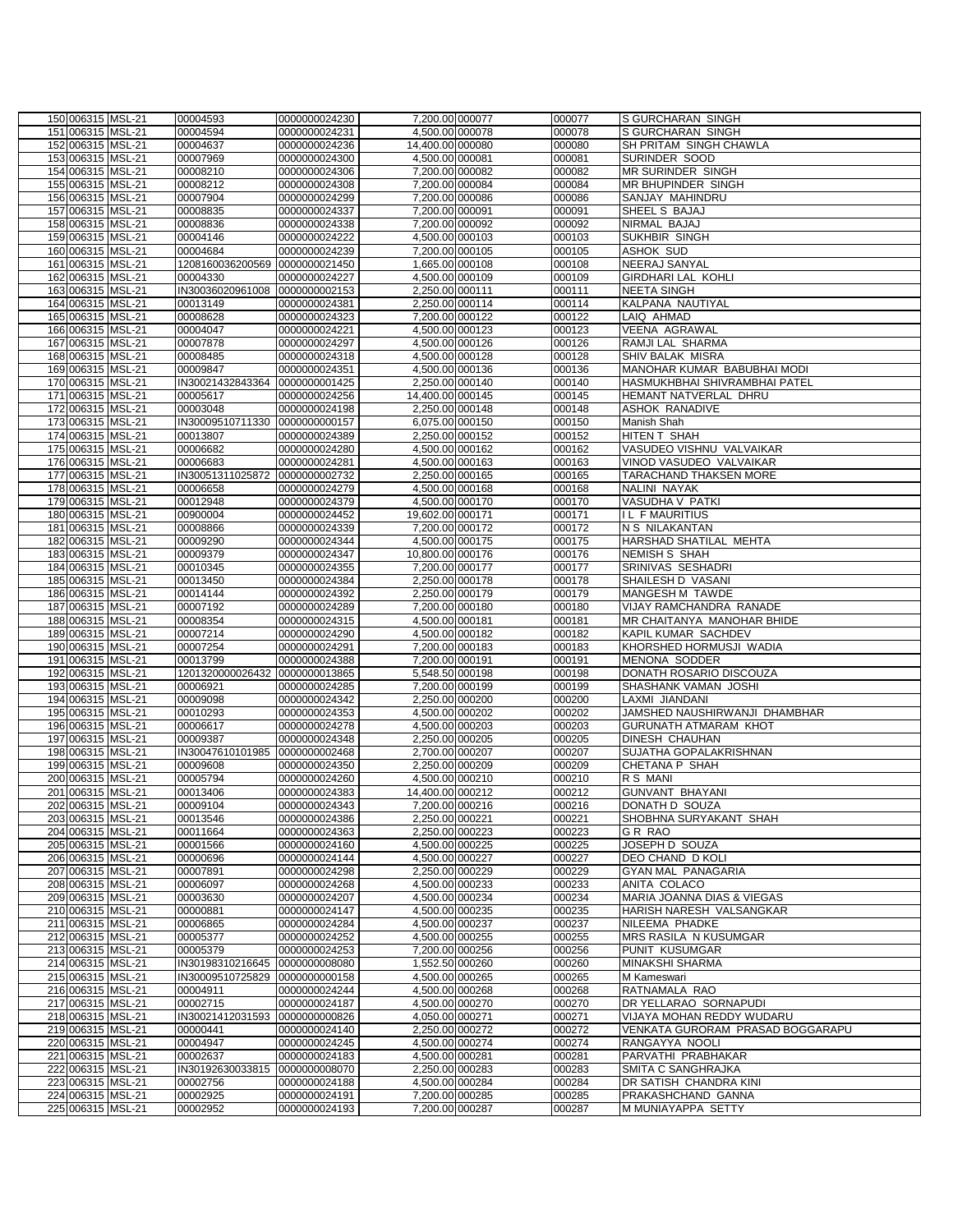| | | | | | | | | |
|---|---|---|---|---|---|---|---|---|
| 150 | 006315 | MSL-21 | 00004593 | 0000000024230 | 7,200.00 | 000077 | 000077 | S GURCHARAN SINGH |
| 151 | 006315 | MSL-21 | 00004594 | 0000000024231 | 4,500.00 | 000078 | 000078 | S GURCHARAN SINGH |
| 152 | 006315 | MSL-21 | 00004637 | 0000000024236 | 14,400.00 | 000080 | 000080 | SH PRITAM SINGH CHAWLA |
| 153 | 006315 | MSL-21 | 00007969 | 0000000024300 | 4,500.00 | 000081 | 000081 | SURINDER SOOD |
| 154 | 006315 | MSL-21 | 00008210 | 0000000024306 | 7,200.00 | 000082 | 000082 | MR SURINDER SINGH |
| 155 | 006315 | MSL-21 | 00008212 | 0000000024308 | 7,200.00 | 000084 | 000084 | MR BHUPINDER SINGH |
| 156 | 006315 | MSL-21 | 00007904 | 0000000024299 | 7,200.00 | 000086 | 000086 | SANJAY MAHINDRU |
| 157 | 006315 | MSL-21 | 00008835 | 0000000024337 | 7,200.00 | 000091 | 000091 | SHEEL S BAJAJ |
| 158 | 006315 | MSL-21 | 00008836 | 0000000024338 | 7,200.00 | 000092 | 000092 | NIRMAL BAJAJ |
| 159 | 006315 | MSL-21 | 00004146 | 0000000024222 | 4,500.00 | 000103 | 000103 | SUKHBIR SINGH |
| 160 | 006315 | MSL-21 | 00004684 | 0000000024239 | 7,200.00 | 000105 | 000105 | ASHOK SUD |
| 161 | 006315 | MSL-21 | 1208160036200569 | 0000000021450 | 1,665.00 | 000108 | 000108 | NEERAJ SANYAL |
| 162 | 006315 | MSL-21 | 00004330 | 0000000024227 | 4,500.00 | 000109 | 000109 | GIRDHARI LAL KOHLI |
| 163 | 006315 | MSL-21 | IN30036020961008 | 0000000002153 | 2,250.00 | 000111 | 000111 | NEETA SINGH |
| 164 | 006315 | MSL-21 | 00013149 | 0000000024381 | 2,250.00 | 000114 | 000114 | KALPANA NAUTIYAL |
| 165 | 006315 | MSL-21 | 00008628 | 0000000024323 | 7,200.00 | 000122 | 000122 | LAIQ AHMAD |
| 166 | 006315 | MSL-21 | 00004047 | 0000000024221 | 4,500.00 | 000123 | 000123 | VEENA AGRAWAL |
| 167 | 006315 | MSL-21 | 00007878 | 0000000024297 | 4,500.00 | 000126 | 000126 | RAMJI LAL SHARMA |
| 168 | 006315 | MSL-21 | 00008485 | 0000000024318 | 4,500.00 | 000128 | 000128 | SHIV BALAK MISRA |
| 169 | 006315 | MSL-21 | 00009847 | 0000000024351 | 4,500.00 | 000136 | 000136 | MANOHAR KUMAR BABUBHAI MODI |
| 170 | 006315 | MSL-21 | IN30021432843364 | 0000000001425 | 2,250.00 | 000140 | 000140 | HASMUKHBHAI SHIVRAMBHAI PATEL |
| 171 | 006315 | MSL-21 | 00005617 | 0000000024256 | 14,400.00 | 000145 | 000145 | HEMANT NATVERLAL DHRU |
| 172 | 006315 | MSL-21 | 00003048 | 0000000024198 | 2,250.00 | 000148 | 000148 | ASHOK RANADIVE |
| 173 | 006315 | MSL-21 | IN30009510711330 | 0000000000157 | 6,075.00 | 000150 | 000150 | Manish Shah |
| 174 | 006315 | MSL-21 | 00013807 | 0000000024389 | 2,250.00 | 000152 | 000152 | HITEN T SHAH |
| 175 | 006315 | MSL-21 | 00006682 | 0000000024280 | 4,500.00 | 000162 | 000162 | VASUDEO VISHNU VALVAIKAR |
| 176 | 006315 | MSL-21 | 00006683 | 0000000024281 | 4,500.00 | 000163 | 000163 | VINOD VASUDEO VALVAIKAR |
| 177 | 006315 | MSL-21 | IN30051311025872 | 0000000002732 | 2,250.00 | 000165 | 000165 | TARACHAND THAKSEN MORE |
| 178 | 006315 | MSL-21 | 00006658 | 0000000024279 | 4,500.00 | 000168 | 000168 | NALINI NAYAK |
| 179 | 006315 | MSL-21 | 00012948 | 0000000024379 | 4,500.00 | 000170 | 000170 | VASUDHA V PATKI |
| 180 | 006315 | MSL-21 | 00900004 | 0000000024452 | 19,602.00 | 000171 | 000171 | I L F MAURITIUS |
| 181 | 006315 | MSL-21 | 00008866 | 0000000024339 | 7,200.00 | 000172 | 000172 | N S NILAKANTAN |
| 182 | 006315 | MSL-21 | 00009290 | 0000000024344 | 4,500.00 | 000175 | 000175 | HARSHAD SHATILAL MEHTA |
| 183 | 006315 | MSL-21 | 00009379 | 0000000024347 | 10,800.00 | 000176 | 000176 | NEMISH S SHAH |
| 184 | 006315 | MSL-21 | 00010345 | 0000000024355 | 7,200.00 | 000177 | 000177 | SRINIVAS SESHADRI |
| 185 | 006315 | MSL-21 | 00013450 | 0000000024384 | 2,250.00 | 000178 | 000178 | SHAILESH D VASANI |
| 186 | 006315 | MSL-21 | 00014144 | 0000000024392 | 2,250.00 | 000179 | 000179 | MANGESH M TAWDE |
| 187 | 006315 | MSL-21 | 00007192 | 0000000024289 | 7,200.00 | 000180 | 000180 | VIJAY RAMCHANDRA RANADE |
| 188 | 006315 | MSL-21 | 00008354 | 0000000024315 | 4,500.00 | 000181 | 000181 | MR CHAITANYA MANOHAR BHIDE |
| 189 | 006315 | MSL-21 | 00007214 | 0000000024290 | 4,500.00 | 000182 | 000182 | KAPIL KUMAR SACHDEV |
| 190 | 006315 | MSL-21 | 00007254 | 0000000024291 | 7,200.00 | 000183 | 000183 | KHORSHED HORMUSJI WADIA |
| 191 | 006315 | MSL-21 | 00013799 | 0000000024388 | 7,200.00 | 000191 | 000191 | MENONA SODDER |
| 192 | 006315 | MSL-21 | 1201320000026432 | 0000000013865 | 5,548.50 | 000198 | 000198 | DONATH ROSARIO DISCOUZA |
| 193 | 006315 | MSL-21 | 00006921 | 0000000024285 | 7,200.00 | 000199 | 000199 | SHASHANK VAMAN JOSHI |
| 194 | 006315 | MSL-21 | 00009098 | 0000000024342 | 2,250.00 | 000200 | 000200 | LAXMI JIANDANI |
| 195 | 006315 | MSL-21 | 00010293 | 0000000024353 | 4,500.00 | 000202 | 000202 | JAMSHED NAUSHIRWANJI DHAMBHAR |
| 196 | 006315 | MSL-21 | 00006617 | 0000000024278 | 4,500.00 | 000203 | 000203 | GURUNATH ATMARAM KHOT |
| 197 | 006315 | MSL-21 | 00009387 | 0000000024348 | 2,250.00 | 000205 | 000205 | DINESH CHAUHAN |
| 198 | 006315 | MSL-21 | IN30047610101985 | 0000000002468 | 2,700.00 | 000207 | 000207 | SUJATHA GOPALAKRISHNAN |
| 199 | 006315 | MSL-21 | 00009608 | 0000000024350 | 2,250.00 | 000209 | 000209 | CHETANA P SHAH |
| 200 | 006315 | MSL-21 | 00005794 | 0000000024260 | 4,500.00 | 000210 | 000210 | R S MANI |
| 201 | 006315 | MSL-21 | 00013406 | 0000000024383 | 14,400.00 | 000212 | 000212 | GUNVANT BHAYANI |
| 202 | 006315 | MSL-21 | 00009104 | 0000000024343 | 7,200.00 | 000216 | 000216 | DONATH D SOUZA |
| 203 | 006315 | MSL-21 | 00013546 | 0000000024386 | 2,250.00 | 000221 | 000221 | SHOBHNA SURYAKANT SHAH |
| 204 | 006315 | MSL-21 | 00011664 | 0000000024363 | 2,250.00 | 000223 | 000223 | G R RAO |
| 205 | 006315 | MSL-21 | 00001566 | 0000000024160 | 4,500.00 | 000225 | 000225 | JOSEPH D SOUZA |
| 206 | 006315 | MSL-21 | 00000696 | 0000000024144 | 4,500.00 | 000227 | 000227 | DEO CHAND D KOLI |
| 207 | 006315 | MSL-21 | 00007891 | 0000000024298 | 2,250.00 | 000229 | 000229 | GYAN MAL PANAGARIA |
| 208 | 006315 | MSL-21 | 00006097 | 0000000024268 | 4,500.00 | 000233 | 000233 | ANITA COLACO |
| 209 | 006315 | MSL-21 | 00003630 | 0000000024207 | 4,500.00 | 000234 | 000234 | MARIA JOANNA DIAS & VIEGAS |
| 210 | 006315 | MSL-21 | 00000881 | 0000000024147 | 4,500.00 | 000235 | 000235 | HARISH NARESH VALSANGKAR |
| 211 | 006315 | MSL-21 | 00006865 | 0000000024284 | 4,500.00 | 000237 | 000237 | NILEEMA PHADKE |
| 212 | 006315 | MSL-21 | 00005377 | 0000000024252 | 4,500.00 | 000255 | 000255 | MRS RASILA N KUSUMGAR |
| 213 | 006315 | MSL-21 | 00005379 | 0000000024253 | 7,200.00 | 000256 | 000256 | PUNIT KUSUMGAR |
| 214 | 006315 | MSL-21 | IN30198310216645 | 0000000008080 | 1,552.50 | 000260 | 000260 | MINAKSHI SHARMA |
| 215 | 006315 | MSL-21 | IN30009510725829 | 0000000000158 | 4,500.00 | 000265 | 000265 | M Kameswari |
| 216 | 006315 | MSL-21 | 00004911 | 0000000024244 | 4,500.00 | 000268 | 000268 | RATNAMALA RAO |
| 217 | 006315 | MSL-21 | 00002715 | 0000000024187 | 4,500.00 | 000270 | 000270 | DR YELLARAO SORNAPUDI |
| 218 | 006315 | MSL-21 | IN30021412031593 | 0000000000826 | 4,050.00 | 000271 | 000271 | VIJAYA MOHAN REDDY WUDARU |
| 219 | 006315 | MSL-21 | 00000441 | 0000000024140 | 2,250.00 | 000272 | 000272 | VENKATA GURORAM PRASAD BOGGARAPU |
| 220 | 006315 | MSL-21 | 00004947 | 0000000024245 | 4,500.00 | 000274 | 000274 | RANGAYYA NOOLI |
| 221 | 006315 | MSL-21 | 00002637 | 0000000024183 | 4,500.00 | 000281 | 000281 | PARVATHI PRABHAKAR |
| 222 | 006315 | MSL-21 | IN30192630033815 | 0000000008070 | 2,250.00 | 000283 | 000283 | SMITA C SANGHRAJKA |
| 223 | 006315 | MSL-21 | 00002756 | 0000000024188 | 4,500.00 | 000284 | 000284 | DR SATISH CHANDRA KINI |
| 224 | 006315 | MSL-21 | 00002925 | 0000000024191 | 7,200.00 | 000285 | 000285 | PRAKASHCHAND GANNA |
| 225 | 006315 | MSL-21 | 00002952 | 0000000024193 | 7,200.00 | 000287 | 000287 | M MUNIAYAPPA SETTY |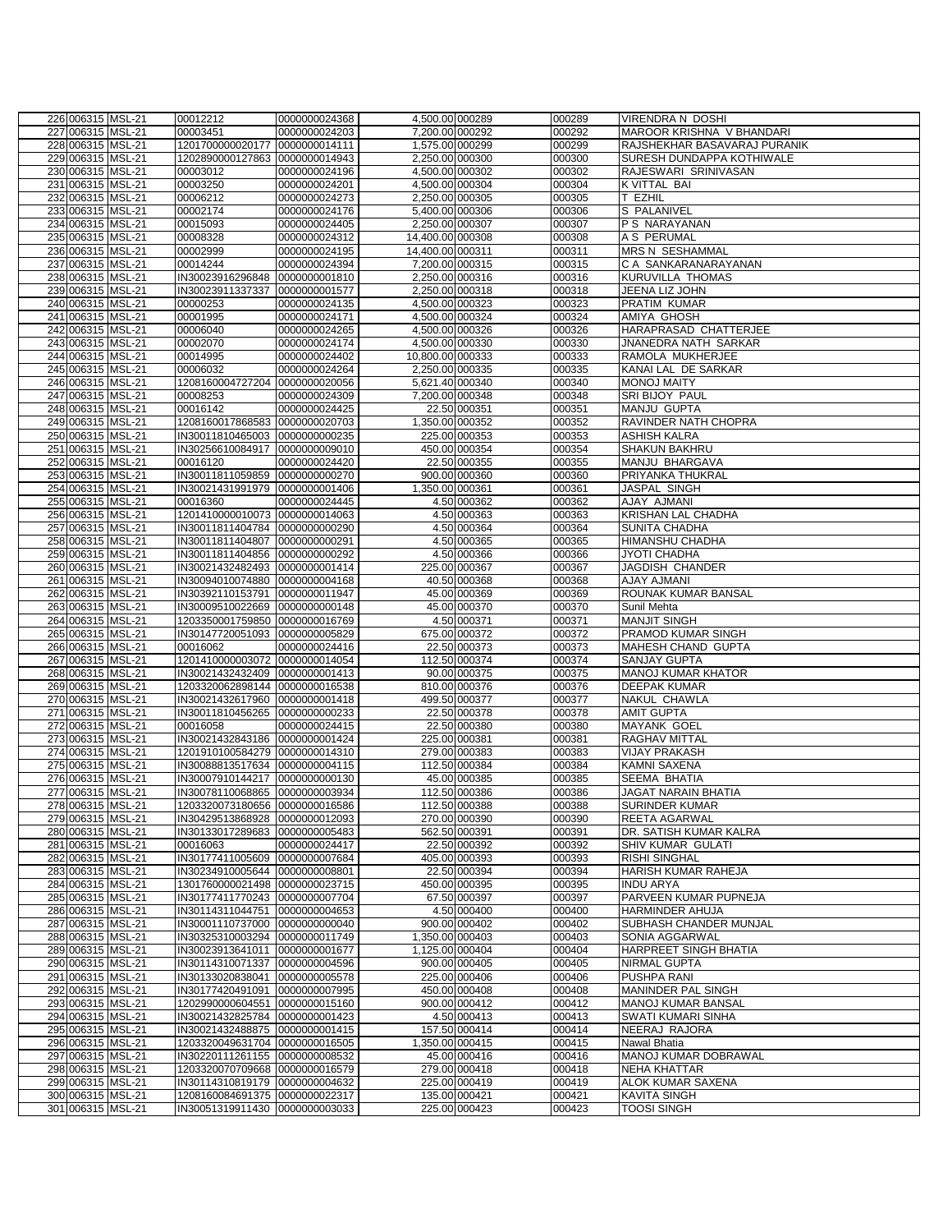| | | | | | | | | |
|---|---|---|---|---|---|---|---|---|
| 226 | 006315 | MSL-21 | 00012212 | 0000000024368 | 4,500.00 | 000289 | 000289 | VIRENDRA N DOSHI |
| 227 | 006315 | MSL-21 | 00003451 | 0000000024203 | 7,200.00 | 000292 | 000292 | MAROOR KRISHNA V BHANDARI |
| 228 | 006315 | MSL-21 | 1201700000020177 | 0000000014111 | 1,575.00 | 000299 | 000299 | RAJSHEKHAR BASAVARAJ PURANIK |
| 229 | 006315 | MSL-21 | 1202890000127863 | 0000000014943 | 2,250.00 | 000300 | 000300 | SURESH DUNDAPPA KOTHIWALE |
| 230 | 006315 | MSL-21 | 00003012 | 0000000024196 | 4,500.00 | 000302 | 000302 | RAJESWARI SRINIVASAN |
| 231 | 006315 | MSL-21 | 00003250 | 0000000024201 | 4,500.00 | 000304 | 000304 | K VITTAL BAI |
| 232 | 006315 | MSL-21 | 00006212 | 0000000024273 | 2,250.00 | 000305 | 000305 | T EZHIL |
| 233 | 006315 | MSL-21 | 00002174 | 0000000024176 | 5,400.00 | 000306 | 000306 | S PALANIVEL |
| 234 | 006315 | MSL-21 | 00015093 | 0000000024405 | 2,250.00 | 000307 | 000307 | P S NARAYANAN |
| 235 | 006315 | MSL-21 | 00008328 | 0000000024312 | 14,400.00 | 000308 | 000308 | A S PERUMAL |
| 236 | 006315 | MSL-21 | 00002999 | 0000000024195 | 14,400.00 | 000311 | 000311 | MRS N SESHAMMAL |
| 237 | 006315 | MSL-21 | 00014244 | 0000000024394 | 7,200.00 | 000315 | 000315 | C A SANKARANARAYANAN |
| 238 | 006315 | MSL-21 | IN30023916296848 | 0000000001810 | 2,250.00 | 000316 | 000316 | KURUVILLA THOMAS |
| 239 | 006315 | MSL-21 | IN30023911337337 | 0000000001577 | 2,250.00 | 000318 | 000318 | JEENA LIZ JOHN |
| 240 | 006315 | MSL-21 | 00000253 | 0000000024135 | 4,500.00 | 000323 | 000323 | PRATIM KUMAR |
| 241 | 006315 | MSL-21 | 00001995 | 0000000024171 | 4,500.00 | 000324 | 000324 | AMIYA GHOSH |
| 242 | 006315 | MSL-21 | 00006040 | 0000000024265 | 4,500.00 | 000326 | 000326 | HARAPRASAD CHATTERJEE |
| 243 | 006315 | MSL-21 | 00002070 | 0000000024174 | 4,500.00 | 000330 | 000330 | JNANEDRA NATH SARKAR |
| 244 | 006315 | MSL-21 | 00014995 | 0000000024402 | 10,800.00 | 000333 | 000333 | RAMOLA MUKHERJEE |
| 245 | 006315 | MSL-21 | 00006032 | 0000000024264 | 2,250.00 | 000335 | 000335 | KANAI LAL DE SARKAR |
| 246 | 006315 | MSL-21 | 1208160004727204 | 0000000020056 | 5,621.40 | 000340 | 000340 | MONOJ MAITY |
| 247 | 006315 | MSL-21 | 00008253 | 0000000024309 | 7,200.00 | 000348 | 000348 | SRI BIJOY PAUL |
| 248 | 006315 | MSL-21 | 00016142 | 0000000024425 | 22.50 | 000351 | 000351 | MANJU GUPTA |
| 249 | 006315 | MSL-21 | 1208160017868583 | 0000000020703 | 1,350.00 | 000352 | 000352 | RAVINDER NATH CHOPRA |
| 250 | 006315 | MSL-21 | IN30011810465003 | 0000000000235 | 225.00 | 000353 | 000353 | ASHISH KALRA |
| 251 | 006315 | MSL-21 | IN30256610084917 | 0000000009010 | 450.00 | 000354 | 000354 | SHAKUN BAKHRU |
| 252 | 006315 | MSL-21 | 00016120 | 0000000024420 | 22.50 | 000355 | 000355 | MANJU BHARGAVA |
| 253 | 006315 | MSL-21 | IN30011811059859 | 0000000000270 | 900.00 | 000360 | 000360 | PRIYANKA THUKRAL |
| 254 | 006315 | MSL-21 | IN30021431991979 | 0000000001406 | 1,350.00 | 000361 | 000361 | JASPAL SINGH |
| 255 | 006315 | MSL-21 | 00016360 | 0000000024445 | 4.50 | 000362 | 000362 | AJAY AJMANI |
| 256 | 006315 | MSL-21 | 1201410000010073 | 0000000014063 | 4.50 | 000363 | 000363 | KRISHAN LAL CHADHA |
| 257 | 006315 | MSL-21 | IN30011811404784 | 0000000000290 | 4.50 | 000364 | 000364 | SUNITA CHADHA |
| 258 | 006315 | MSL-21 | IN30011811404807 | 0000000000291 | 4.50 | 000365 | 000365 | HIMANSHU CHADHA |
| 259 | 006315 | MSL-21 | IN30011811404856 | 0000000000292 | 4.50 | 000366 | 000366 | JYOTI CHADHA |
| 260 | 006315 | MSL-21 | IN30021432482493 | 0000000001414 | 225.00 | 000367 | 000367 | JAGDISH CHANDER |
| 261 | 006315 | MSL-21 | IN30094010074880 | 0000000004168 | 40.50 | 000368 | 000368 | AJAY AJMANI |
| 262 | 006315 | MSL-21 | IN30392110153791 | 0000000011947 | 45.00 | 000369 | 000369 | ROUNAK KUMAR BANSAL |
| 263 | 006315 | MSL-21 | IN30009510022669 | 0000000000148 | 45.00 | 000370 | 000370 | Sunil Mehta |
| 264 | 006315 | MSL-21 | 1203350001759850 | 0000000016769 | 4.50 | 000371 | 000371 | MANJIT SINGH |
| 265 | 006315 | MSL-21 | IN30147720051093 | 0000000005829 | 675.00 | 000372 | 000372 | PRAMOD KUMAR SINGH |
| 266 | 006315 | MSL-21 | 00016062 | 0000000024416 | 22.50 | 000373 | 000373 | MAHESH CHAND GUPTA |
| 267 | 006315 | MSL-21 | 1201410000003072 | 0000000014054 | 112.50 | 000374 | 000374 | SANJAY GUPTA |
| 268 | 006315 | MSL-21 | IN30021432432409 | 0000000001413 | 90.00 | 000375 | 000375 | MANOJ KUMAR KHATOR |
| 269 | 006315 | MSL-21 | 1203320062898144 | 0000000016538 | 810.00 | 000376 | 000376 | DEEPAK KUMAR |
| 270 | 006315 | MSL-21 | IN30021432617960 | 0000000001418 | 499.50 | 000377 | 000377 | NAKUL CHAWLA |
| 271 | 006315 | MSL-21 | IN30011810456265 | 0000000000233 | 22.50 | 000378 | 000378 | AMIT GUPTA |
| 272 | 006315 | MSL-21 | 00016058 | 0000000024415 | 22.50 | 000380 | 000380 | MAYANK GOEL |
| 273 | 006315 | MSL-21 | IN30021432843186 | 0000000001424 | 225.00 | 000381 | 000381 | RAGHAV MITTAL |
| 274 | 006315 | MSL-21 | 1201910100584279 | 0000000014310 | 279.00 | 000383 | 000383 | VIJAY PRAKASH |
| 275 | 006315 | MSL-21 | IN30088813517634 | 0000000004115 | 112.50 | 000384 | 000384 | KAMNI SAXENA |
| 276 | 006315 | MSL-21 | IN30007910144217 | 0000000000130 | 45.00 | 000385 | 000385 | SEEMA BHATIA |
| 277 | 006315 | MSL-21 | IN30078110068865 | 0000000003934 | 112.50 | 000386 | 000386 | JAGAT NARAIN BHATIA |
| 278 | 006315 | MSL-21 | 1203320073180656 | 0000000016586 | 112.50 | 000388 | 000388 | SURINDER KUMAR |
| 279 | 006315 | MSL-21 | IN30429513868928 | 0000000012093 | 270.00 | 000390 | 000390 | REETA AGARWAL |
| 280 | 006315 | MSL-21 | IN30133017289683 | 0000000005483 | 562.50 | 000391 | 000391 | DR. SATISH KUMAR KALRA |
| 281 | 006315 | MSL-21 | 00016063 | 0000000024417 | 22.50 | 000392 | 000392 | SHIV KUMAR GULATI |
| 282 | 006315 | MSL-21 | IN30177411005609 | 0000000007684 | 405.00 | 000393 | 000393 | RISHI SINGHAL |
| 283 | 006315 | MSL-21 | IN30234910005644 | 0000000008801 | 22.50 | 000394 | 000394 | HARISH KUMAR RAHEJA |
| 284 | 006315 | MSL-21 | 1301760000021498 | 0000000023715 | 450.00 | 000395 | 000395 | INDU ARYA |
| 285 | 006315 | MSL-21 | IN30177411770243 | 0000000007704 | 67.50 | 000397 | 000397 | PARVEEN KUMAR PUPNEJA |
| 286 | 006315 | MSL-21 | IN30114311044751 | 0000000004653 | 4.50 | 000400 | 000400 | HARMINDER AHUJA |
| 287 | 006315 | MSL-21 | IN30001110737000 | 0000000000040 | 900.00 | 000402 | 000402 | SUBHASH CHANDER MUNJAL |
| 288 | 006315 | MSL-21 | IN30325310003294 | 0000000011749 | 1,350.00 | 000403 | 000403 | SONIA AGGARWAL |
| 289 | 006315 | MSL-21 | IN30023913641011 | 0000000001677 | 1,125.00 | 000404 | 000404 | HARPREET SINGH BHATIA |
| 290 | 006315 | MSL-21 | IN30114310071337 | 0000000004596 | 900.00 | 000405 | 000405 | NIRMAL GUPTA |
| 291 | 006315 | MSL-21 | IN30133020838041 | 0000000005578 | 225.00 | 000406 | 000406 | PUSHPA RANI |
| 292 | 006315 | MSL-21 | IN30177420491091 | 0000000007995 | 450.00 | 000408 | 000408 | MANINDER PAL SINGH |
| 293 | 006315 | MSL-21 | 1202990000604551 | 0000000015160 | 900.00 | 000412 | 000412 | MANOJ KUMAR BANSAL |
| 294 | 006315 | MSL-21 | IN30021432825784 | 0000000001423 | 4.50 | 000413 | 000413 | SWATI KUMARI SINHA |
| 295 | 006315 | MSL-21 | IN30021432488875 | 0000000001415 | 157.50 | 000414 | 000414 | NEERAJ RAJORA |
| 296 | 006315 | MSL-21 | 1203320049631704 | 0000000016505 | 1,350.00 | 000415 | 000415 | Nawal Bhatia |
| 297 | 006315 | MSL-21 | IN30220111261155 | 0000000008532 | 45.00 | 000416 | 000416 | MANOJ KUMAR DOBRAWAL |
| 298 | 006315 | MSL-21 | 1203320070709668 | 0000000016579 | 279.00 | 000418 | 000418 | NEHA KHATTAR |
| 299 | 006315 | MSL-21 | IN30114310819179 | 0000000004632 | 225.00 | 000419 | 000419 | ALOK KUMAR SAXENA |
| 300 | 006315 | MSL-21 | 1208160084691375 | 0000000022317 | 135.00 | 000421 | 000421 | KAVITA SINGH |
| 301 | 006315 | MSL-21 | IN30051319911430 | 0000000003033 | 225.00 | 000423 | 000423 | TOOSI SINGH |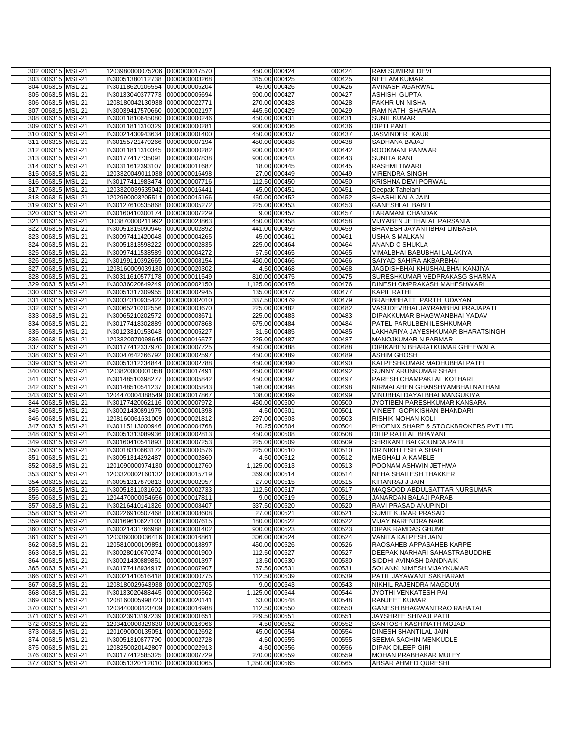| | | | | | | | | |
|---|---|---|---|---|---|---|---|---|
| 302 | 006315 | MSL-21 | 1203980000075206 | 0000000017570 | 450.00 | 000424 | 000424 | RAM SUMIRNI DEVI |
| 303 | 006315 | MSL-21 | IN30051380112738 | 0000000003268 | 315.00 | 000425 | 000425 | NEELAM KUMAR |
| 304 | 006315 | MSL-21 | IN30118620106554 | 0000000005204 | 45.00 | 000426 | 000426 | AVINASH AGARWAL |
| 305 | 006315 | MSL-21 | IN30133040377773 | 0000000005694 | 900.00 | 000427 | 000427 | ASHISH GUPTA |
| 306 | 006315 | MSL-21 | 1208180042130938 | 0000000022771 | 270.00 | 000428 | 000428 | FAKHR UN NISHA |
| 307 | 006315 | MSL-21 | IN30039417570660 | 0000000002197 | 445.50 | 000429 | 000429 | RAM NATH SHARMA |
| 308 | 006315 | MSL-21 | IN30011810645080 | 0000000000246 | 450.00 | 000431 | 000431 | SUNIL KUMAR |
| 309 | 006315 | MSL-21 | IN30011811310329 | 0000000000281 | 900.00 | 000436 | 000436 | DIPTI PANT |
| 310 | 006315 | MSL-21 | IN30021430943634 | 0000000001400 | 450.00 | 000437 | 000437 | JASVINDER KAUR |
| 311 | 006315 | MSL-21 | IN30155721479266 | 0000000007194 | 450.00 | 000438 | 000438 | SADHANA BAJAJ |
| 312 | 006315 | MSL-21 | IN30011811310345 | 0000000000282 | 900.00 | 000442 | 000442 | ROOKMANI PANWAR |
| 313 | 006315 | MSL-21 | IN30177417735091 | 0000000007838 | 900.00 | 000443 | 000443 | SUNITA RANI |
| 314 | 006315 | MSL-21 | IN30311612393107 | 0000000011687 | 18.00 | 000445 | 000445 | RASHMI TIWARI |
| 315 | 006315 | MSL-21 | 1203320049011038 | 0000000016498 | 27.00 | 000449 | 000449 | VIRENDRA SINGH |
| 316 | 006315 | MSL-21 | IN30177411983474 | 0000000007716 | 112.50 | 000450 | 000450 | KRISHNA DEVI PORWAL |
| 317 | 006315 | MSL-21 | 1203320039535042 | 0000000016441 | 45.00 | 000451 | 000451 | Deepak Tahelani |
| 318 | 006315 | MSL-21 | 1202990003205511 | 0000000015166 | 450.00 | 000452 | 000452 | SHASHI KALA JAIN |
| 319 | 006315 | MSL-21 | IN30127610535868 | 0000000005272 | 225.00 | 000453 | 000453 | GANESHLAL BABEL |
| 320 | 006315 | MSL-21 | IN30160410300174 | 0000000007229 | 9.00 | 000457 | 000457 | TARAMANI CHANDAK |
| 321 | 006315 | MSL-21 | 1303870000211992 | 0000000023863 | 450.00 | 000458 | 000458 | VIJYABEN JETHALAL PARSANIA |
| 322 | 006315 | MSL-21 | IN30051315090946 | 0000000002892 | 441.00 | 000459 | 000459 | BHAVESH JAYANTIBHAI LIMBASIA |
| 323 | 006315 | MSL-21 | IN30097411420048 | 0000000004265 | 45.00 | 000461 | 000461 | USHA S MALKAN |
| 324 | 006315 | MSL-21 | IN30051313598222 | 0000000002835 | 225.00 | 000464 | 000464 | ANAND C SHUKLA |
| 325 | 006315 | MSL-21 | IN30097411538589 | 0000000004272 | 67.50 | 000465 | 000465 | VIMALBHAI BABUBHAI LALAKIYA |
| 326 | 006315 | MSL-21 | IN30199110392665 | 0000000008154 | 450.00 | 000466 | 000466 | SAIYAD SAHIRA AKBARBHAI |
| 327 | 006315 | MSL-21 | 1208160009039130 | 0000000020302 | 4.50 | 000468 | 000468 | JAGDISHBHAI KHUSHALBHAI KANJIYA |
| 328 | 006315 | MSL-21 | IN30311610577178 | 0000000011549 | 810.00 | 000475 | 000475 | SURESHKUMAR VEDPRAKASG SHARMA |
| 329 | 006315 | MSL-21 | IN30036020849249 | 0000000002150 | 1,125.00 | 000476 | 000476 | DINESH OMPRAKASH MAHESHWARI |
| 330 | 006315 | MSL-21 | IN30051317309955 | 0000000002945 | 135.00 | 000477 | 000477 | KAPIL RATHI |
| 331 | 006315 | MSL-21 | IN30034310935422 | 0000000002010 | 337.50 | 000479 | 000479 | BRAHMBHATT PARTH UDAYAN |
| 332 | 006315 | MSL-21 | IN30065210202556 | 0000000003670 | 225.00 | 000482 | 000482 | VASUDEVBHAI JAYRAMBHAI PRAJAPATI |
| 333 | 006315 | MSL-21 | IN30065210202572 | 0000000003671 | 225.00 | 000483 | 000483 | DIPAKKUMAR BHAGWANBHAI YADAV |
| 334 | 006315 | MSL-21 | IN30177418302889 | 0000000007868 | 675.00 | 000484 | 000484 | PATEL PARULBEN ILESHKUMAR |
| 335 | 006315 | MSL-21 | IN30123310153043 | 0000000005227 | 31.50 | 000485 | 000485 | LAKHARIYA JAYESHKUMAR BHARATSINGH |
| 336 | 006315 | MSL-21 | 1203320070098645 | 0000000016577 | 225.00 | 000487 | 000487 | MANOJKUMAR N PARMAR |
| 337 | 006315 | MSL-21 | IN30177412337970 | 0000000007725 | 450.00 | 000488 | 000488 | DIPIKABEN BHARATKUMAR GHEEWALA |
| 338 | 006315 | MSL-21 | IN30047642266792 | 0000000002597 | 450.00 | 000489 | 000489 | ASHIM GHOSH |
| 339 | 006315 | MSL-21 | IN30051312234844 | 0000000002788 | 450.00 | 000490 | 000490 | KALPESHKUMAR MADHUBHAI PATEL |
| 340 | 006315 | MSL-21 | 1203820000001058 | 0000000017491 | 450.00 | 000492 | 000492 | SUNNY ARUNKUMAR SHAH |
| 341 | 006315 | MSL-21 | IN30148510398277 | 0000000005842 | 450.00 | 000497 | 000497 | PARESH CHAMPAKLAL KOTHARI |
| 342 | 006315 | MSL-21 | IN30148510541237 | 0000000005843 | 198.00 | 000498 | 000498 | NIRMALABEN GHANSHYAMBHAI NATHANI |
| 343 | 006315 | MSL-21 | 1204470004388549 | 0000000017867 | 108.00 | 000499 | 000499 | VINUBHAI DAYALBHAI MANGUKIYA |
| 344 | 006315 | MSL-21 | IN30177420062116 | 0000000007972 | 450.00 | 000500 | 000500 | JYOTIBEN PARESHKUMAR KANSARA |
| 345 | 006315 | MSL-21 | IN30021430891975 | 0000000001398 | 4.50 | 000501 | 000501 | VINEET GOPIKISHAN BHANDARI |
| 346 | 006315 | MSL-21 | 1208160061631009 | 0000000021812 | 297.00 | 000503 | 000503 | RISHIK MOHAN KOLI |
| 347 | 006315 | MSL-21 | IN30115113000946 | 0000000004768 | 20.25 | 000504 | 000504 | PHOENIX SHARE & STOCKBROKERS PVT LTD |
| 348 | 006315 | MSL-21 | IN30051313089936 | 0000000002813 | 450.00 | 000508 | 000508 | DILIP RATILAL BHAYANI |
| 349 | 006315 | MSL-21 | IN30160410541893 | 0000000007253 | 225.00 | 000509 | 000509 | SHRIKANT BALGOUNDA PATIL |
| 350 | 006315 | MSL-21 | IN30018310663172 | 0000000000576 | 225.00 | 000510 | 000510 | DR NIKHILESH A SHAH |
| 351 | 006315 | MSL-21 | IN30051314292487 | 0000000002860 | 4.50 | 000512 | 000512 | MEGHALI A KAMBLE |
| 352 | 006315 | MSL-21 | 1201090000974130 | 0000000012760 | 1,125.00 | 000513 | 000513 | POONAM ASHWIN JETHWA |
| 353 | 006315 | MSL-21 | 1203320002160132 | 0000000015719 | 369.00 | 000514 | 000514 | NEHA SHAILESH THAKKER |
| 354 | 006315 | MSL-21 | IN30051317879813 | 0000000002957 | 27.00 | 000515 | 000515 | KIRANRAJ J JAIN |
| 355 | 006315 | MSL-21 | IN30051311031602 | 0000000002733 | 112.50 | 000517 | 000517 | MAQSOOD ABDULSATTAR NURSUMAR |
| 356 | 006315 | MSL-21 | 1204470000056456 | 0000000017811 | 9.00 | 000519 | 000519 | JANARDAN BALAJI PARAB |
| 357 | 006315 | MSL-21 | IN30216410141326 | 0000000008407 | 337.50 | 000520 | 000520 | RAVI PRASAD ANUPINDI |
| 358 | 006315 | MSL-21 | IN30226910507468 | 0000000008608 | 27.00 | 000521 | 000521 | SUMIT KUMAR PRASAD |
| 359 | 006315 | MSL-21 | IN30169610627103 | 0000000007615 | 180.00 | 000522 | 000522 | VIJAY NARENDRA NAIK |
| 360 | 006315 | MSL-21 | IN30021431766988 | 0000000001402 | 900.00 | 000523 | 000523 | DIPAK RAMDAS GHUME |
| 361 | 006315 | MSL-21 | 1203360000036416 | 0000000016861 | 306.00 | 000524 | 000524 | VANITA KALPESH JAIN |
| 362 | 006315 | MSL-21 | 1205810000109851 | 0000000018897 | 450.00 | 000526 | 000526 | RAOSAHEB APPASAHEB KARPE |
| 363 | 006315 | MSL-21 | IN30028010670274 | 0000000001900 | 112.50 | 000527 | 000527 | DEEPAK NARHARI SAHASTRABUDDHE |
| 364 | 006315 | MSL-21 | IN30021430889851 | 0000000001397 | 13.50 | 000530 | 000530 | SIDDHI AVINASH DANDNAIK |
| 365 | 006315 | MSL-21 | IN30177418934917 | 0000000007907 | 67.50 | 000531 | 000531 | SOLANKI NIMESH VIJAYKUMAR |
| 366 | 006315 | MSL-21 | IN30021410516418 | 0000000000775 | 112.50 | 000539 | 000539 | PATIL JAYAWANT SAKHARAM |
| 367 | 006315 | MSL-21 | 1208180029643938 | 0000000022705 | 9.00 | 000543 | 000543 | NIKHIL RAJENDRA MAGDUM |
| 368 | 006315 | MSL-21 | IN30133020488445 | 0000000005562 | 1,125.00 | 000544 | 000544 | JYOTHI VENKATESH PAI |
| 369 | 006315 | MSL-21 | 1208160005998723 | 0000000020141 | 63.00 | 000548 | 000548 | RANJEET KUMAR |
| 370 | 006315 | MSL-21 | 1203440000423409 | 0000000016988 | 112.50 | 000550 | 000550 | GANESH BHAGWANTRAO RAHATAL |
| 371 | 006315 | MSL-21 | IN30023913197239 | 0000000001651 | 229.50 | 000551 | 000551 | JAYSHREE SHIVAJI PATIL |
| 372 | 006315 | MSL-21 | 1203410000329630 | 0000000016966 | 4.50 | 000552 | 000552 | SANTOSH KASHINATH MOJAD |
| 373 | 006315 | MSL-21 | 1201090000135051 | 0000000012692 | 45.00 | 000554 | 000554 | DINESH SHANTILAL JAIN |
| 374 | 006315 | MSL-21 | IN30051310877790 | 0000000002728 | 4.50 | 000555 | 000555 | SEEMA SACHIN MENKUDLE |
| 375 | 006315 | MSL-21 | 1208250020142807 | 0000000022913 | 4.50 | 000556 | 000556 | DIPAK DILEEP GIRI |
| 376 | 006315 | MSL-21 | IN30177412585325 | 0000000007729 | 270.00 | 000559 | 000559 | MOHAN PRABHAKAR MULEY |
| 377 | 006315 | MSL-21 | IN30051320712010 | 0000000003065 | 1,350.00 | 000565 | 000565 | ABSAR AHMED QURESHI |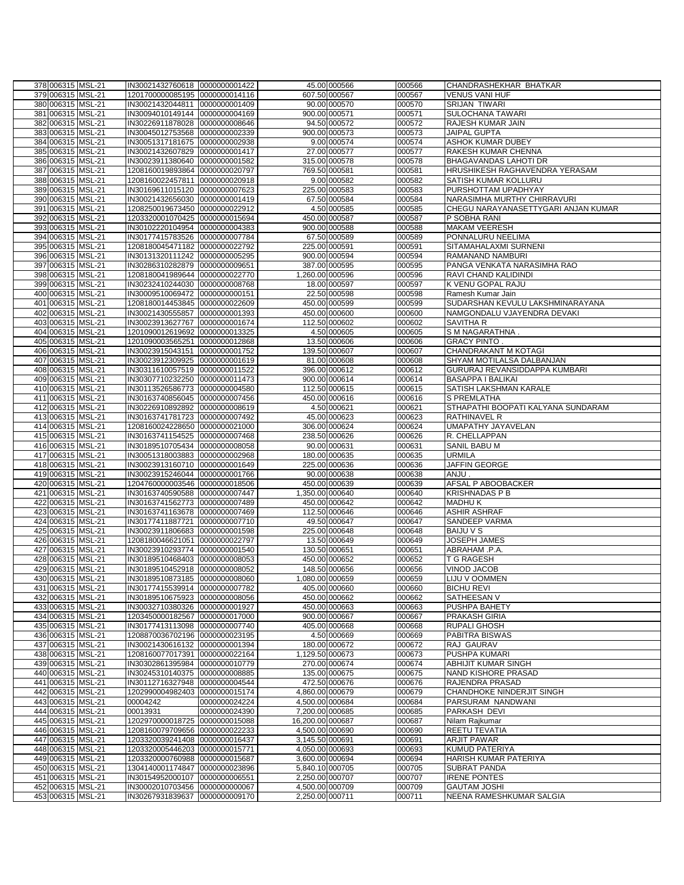| 378 | 006315 | MSL-21 | IN30021432760618 | 0000000001422 | 45.00 | 000566 | 000566 | CHANDRASHEKHAR BHATKAR |
|---|---|---|---|---|---|---|---|---|
| 379 | 006315 | MSL-21 | 1201700000085195 | 0000000014116 | 607.50 | 000567 | 000567 | VENUS VANI HUF |
| 380 | 006315 | MSL-21 | IN30021432044811 | 0000000001409 | 90.00 | 000570 | 000570 | SRIJAN TIWARI |
| 381 | 006315 | MSL-21 | IN30094010149144 | 0000000004169 | 900.00 | 000571 | 000571 | SULOCHANA TAWARI |
| 382 | 006315 | MSL-21 | IN30226911878028 | 0000000008646 | 94.50 | 000572 | 000572 | RAJESH KUMAR JAIN |
| 383 | 006315 | MSL-21 | IN30045012753568 | 0000000002339 | 900.00 | 000573 | 000573 | JAIPAL GUPTA |
| 384 | 006315 | MSL-21 | IN30051317181675 | 0000000002938 | 9.00 | 000574 | 000574 | ASHOK KUMAR DUBEY |
| 385 | 006315 | MSL-21 | IN30021432607829 | 0000000001417 | 27.00 | 000577 | 000577 | RAKESH KUMAR CHENNA |
| 386 | 006315 | MSL-21 | IN30023911380640 | 0000000001582 | 315.00 | 000578 | 000578 | BHAGAVANDAS LAHOTI DR |
| 387 | 006315 | MSL-21 | 1208160019893864 | 0000000020797 | 769.50 | 000581 | 000581 | HRUSHIKESH RAGHAVENDRA YERASAM |
| 388 | 006315 | MSL-21 | 1208160022457811 | 0000000020918 | 9.00 | 000582 | 000582 | SATISH KUMAR KOLLURU |
| 389 | 006315 | MSL-21 | IN30169611015120 | 0000000007623 | 225.00 | 000583 | 000583 | PURSHOTTAM UPADHYAY |
| 390 | 006315 | MSL-21 | IN30021432656030 | 0000000001419 | 67.50 | 000584 | 000584 | NARASIMHA MURTHY CHIRRAVURI |
| 391 | 006315 | MSL-21 | 1208250019673450 | 0000000022912 | 4.50 | 000585 | 000585 | CHEGU NARAYANASETTYGARI ANJAN KUMAR |
| 392 | 006315 | MSL-21 | 1203320001070425 | 0000000015694 | 450.00 | 000587 | 000587 | P SOBHA RANI |
| 393 | 006315 | MSL-21 | IN30102220104954 | 0000000004383 | 900.00 | 000588 | 000588 | MAKAM VEERESH |
| 394 | 006315 | MSL-21 | IN30177415783526 | 0000000007784 | 67.50 | 000589 | 000589 | PONNALURU NEELIMA |
| 395 | 006315 | MSL-21 | 1208180045471182 | 0000000022792 | 225.00 | 000591 | 000591 | SITAMAHALAXMI SURNENI |
| 396 | 006315 | MSL-21 | IN30131320111242 | 0000000005295 | 900.00 | 000594 | 000594 | RAMANAND NAMBURI |
| 397 | 006315 | MSL-21 | IN30286310282879 | 0000000009651 | 387.00 | 000595 | 000595 | PANGA VENKATA NARASIMHA RAO |
| 398 | 006315 | MSL-21 | 1208180041989644 | 0000000022770 | 1,260.00 | 000596 | 000596 | RAVI CHAND KALIDINDI |
| 399 | 006315 | MSL-21 | IN30232410244030 | 0000000008768 | 18.00 | 000597 | 000597 | K VENU GOPAL RAJU |
| 400 | 006315 | MSL-21 | IN30009510069472 | 0000000000151 | 22.50 | 000598 | 000598 | Ramesh Kumar Jain |
| 401 | 006315 | MSL-21 | 1208180014453845 | 0000000022609 | 450.00 | 000599 | 000599 | SUDARSHAN KEVULU LAKSHMINARAYANA |
| 402 | 006315 | MSL-21 | IN30021430555857 | 0000000001393 | 450.00 | 000600 | 000600 | NAMGONDALU VJAYENDRA DEVAKI |
| 403 | 006315 | MSL-21 | IN30023913627767 | 0000000001674 | 112.50 | 000602 | 000602 | SAVITHA R |
| 404 | 006315 | MSL-21 | 1201090012619692 | 0000000013325 | 4.50 | 000605 | 000605 | S M NAGARATHNA . |
| 405 | 006315 | MSL-21 | 1201090003565251 | 0000000012868 | 13.50 | 000606 | 000606 | GRACY PINTO . |
| 406 | 006315 | MSL-21 | IN30023915043151 | 0000000001752 | 139.50 | 000607 | 000607 | CHANDRAKANT M KOTAGI |
| 407 | 006315 | MSL-21 | IN30023912309925 | 0000000001619 | 81.00 | 000608 | 000608 | SHYAM MOTILALSA DALBANJAN |
| 408 | 006315 | MSL-21 | IN30311610057519 | 0000000011522 | 396.00 | 000612 | 000612 | GURURAJ REVANSIDDAPPA KUMBARI |
| 409 | 006315 | MSL-21 | IN30307710232250 | 0000000011473 | 900.00 | 000614 | 000614 | BASAPPA I BALIKAI |
| 410 | 006315 | MSL-21 | IN30113526586773 | 0000000004580 | 112.50 | 000615 | 000615 | SATISH LAKSHMAN KARALE |
| 411 | 006315 | MSL-21 | IN30163740856045 | 0000000007456 | 450.00 | 000616 | 000616 | S PREMLATHA |
| 412 | 006315 | MSL-21 | IN30226910892892 | 0000000008619 | 4.50 | 000621 | 000621 | STHAPATHI BOOPATI KALYANA SUNDARAM |
| 413 | 006315 | MSL-21 | IN30163741781723 | 0000000007492 | 45.00 | 000623 | 000623 | RATHINAVEL R |
| 414 | 006315 | MSL-21 | 1208160024228650 | 0000000021000 | 306.00 | 000624 | 000624 | UMAPATHY JAYAVELAN |
| 415 | 006315 | MSL-21 | IN30163741154525 | 0000000007468 | 238.50 | 000626 | 000626 | R. CHELLAPPAN |
| 416 | 006315 | MSL-21 | IN30189510705434 | 0000000008058 | 90.00 | 000631 | 000631 | SANIL BABU M |
| 417 | 006315 | MSL-21 | IN30051318003883 | 0000000002968 | 180.00 | 000635 | 000635 | URMILA |
| 418 | 006315 | MSL-21 | IN30023913160710 | 0000000001649 | 225.00 | 000636 | 000636 | JAFFIN GEORGE |
| 419 | 006315 | MSL-21 | IN30023915246044 | 0000000001766 | 90.00 | 000638 | 000638 | ANJU . |
| 420 | 006315 | MSL-21 | 1204760000003546 | 0000000018506 | 450.00 | 000639 | 000639 | AFSAL P ABOOBACKER |
| 421 | 006315 | MSL-21 | IN30163740590588 | 0000000007447 | 1,350.00 | 000640 | 000640 | KRISHNADAS P B |
| 422 | 006315 | MSL-21 | IN30163741562773 | 0000000007489 | 450.00 | 000642 | 000642 | MADHU K |
| 423 | 006315 | MSL-21 | IN30163741163678 | 0000000007469 | 112.50 | 000646 | 000646 | ASHIR ASHRAF |
| 424 | 006315 | MSL-21 | IN30177411887721 | 0000000007710 | 49.50 | 000647 | 000647 | SANDEEP VARMA |
| 425 | 006315 | MSL-21 | IN30023911806683 | 0000000001598 | 225.00 | 000648 | 000648 | BAIJU V S |
| 426 | 006315 | MSL-21 | 1208180046621051 | 0000000022797 | 13.50 | 000649 | 000649 | JOSEPH JAMES |
| 427 | 006315 | MSL-21 | IN30023910293774 | 0000000001540 | 130.50 | 000651 | 000651 | ABRAHAM .P.A. |
| 428 | 006315 | MSL-21 | IN30189510468403 | 0000000008053 | 450.00 | 000652 | 000652 | T G RAGESH |
| 429 | 006315 | MSL-21 | IN30189510452918 | 0000000008052 | 148.50 | 000656 | 000656 | VINOD JACOB |
| 430 | 006315 | MSL-21 | IN30189510873185 | 0000000008060 | 1,080.00 | 000659 | 000659 | LIJU V OOMMEN |
| 431 | 006315 | MSL-21 | IN30177415539914 | 0000000007782 | 405.00 | 000660 | 000660 | BICHU REVI |
| 432 | 006315 | MSL-21 | IN30189510675923 | 0000000008056 | 450.00 | 000662 | 000662 | SATHEESAN V |
| 433 | 006315 | MSL-21 | IN30032710380326 | 0000000001927 | 450.00 | 000663 | 000663 | PUSHPA BAHETY |
| 434 | 006315 | MSL-21 | 1203450000182567 | 0000000017000 | 900.00 | 000667 | 000667 | PRAKASH GIRIA |
| 435 | 006315 | MSL-21 | IN30177413113098 | 0000000007740 | 405.00 | 000668 | 000668 | RUPALI GHOSH |
| 436 | 006315 | MSL-21 | 1208870036702196 | 0000000023195 | 4.50 | 000669 | 000669 | PABITRA BISWAS |
| 437 | 006315 | MSL-21 | IN30021430616132 | 0000000001394 | 180.00 | 000672 | 000672 | RAJ GAURAV |
| 438 | 006315 | MSL-21 | 1208160077017391 | 0000000022164 | 1,129.50 | 000673 | 000673 | PUSHPA KUMARI |
| 439 | 006315 | MSL-21 | IN30302861395984 | 0000000010779 | 270.00 | 000674 | 000674 | ABHIJIT KUMAR SINGH |
| 440 | 006315 | MSL-21 | IN30245310140375 | 0000000008885 | 135.00 | 000675 | 000675 | NAND KISHORE PRASAD |
| 441 | 006315 | MSL-21 | IN30112716327948 | 0000000004544 | 472.50 | 000676 | 000676 | RAJENDRA PRASAD |
| 442 | 006315 | MSL-21 | 1202990004982403 | 0000000015174 | 4,860.00 | 000679 | 000679 | CHANDHOKE NINDERJIT SINGH |
| 443 | 006315 | MSL-21 | 00004242 | 0000000024224 | 4,500.00 | 000684 | 000684 | PARSURAM NANDWANI |
| 444 | 006315 | MSL-21 | 00013931 | 0000000024390 | 7,200.00 | 000685 | 000685 | PARKASH DEVI |
| 445 | 006315 | MSL-21 | 1202970000018725 | 0000000015088 | 16,200.00 | 000687 | 000687 | Nilam Rajkumar |
| 446 | 006315 | MSL-21 | 1208160079709656 | 0000000022233 | 4,500.00 | 000690 | 000690 | REETU TEVATIA |
| 447 | 006315 | MSL-21 | 1203320039241408 | 0000000016437 | 3,145.50 | 000691 | 000691 | ARJIT PAWAR |
| 448 | 006315 | MSL-21 | 1203320005446203 | 0000000015771 | 4,050.00 | 000693 | 000693 | KUMUD PATERIYA |
| 449 | 006315 | MSL-21 | 1203320000760988 | 0000000015687 | 3,600.00 | 000694 | 000694 | HARISH KUMAR PATERIYA |
| 450 | 006315 | MSL-21 | 1304140001174847 | 0000000023896 | 5,840.10 | 000705 | 000705 | SUBRAT PANDA |
| 451 | 006315 | MSL-21 | IN30154952000107 | 0000000006551 | 2,250.00 | 000707 | 000707 | IRENE PONTES |
| 452 | 006315 | MSL-21 | IN30002010703456 | 0000000000067 | 4,500.00 | 000709 | 000709 | GAUTAM JOSHI |
| 453 | 006315 | MSL-21 | IN30267931839637 | 0000000009170 | 2,250.00 | 000711 | 000711 | NEENA RAMESHKUMAR SALGIA |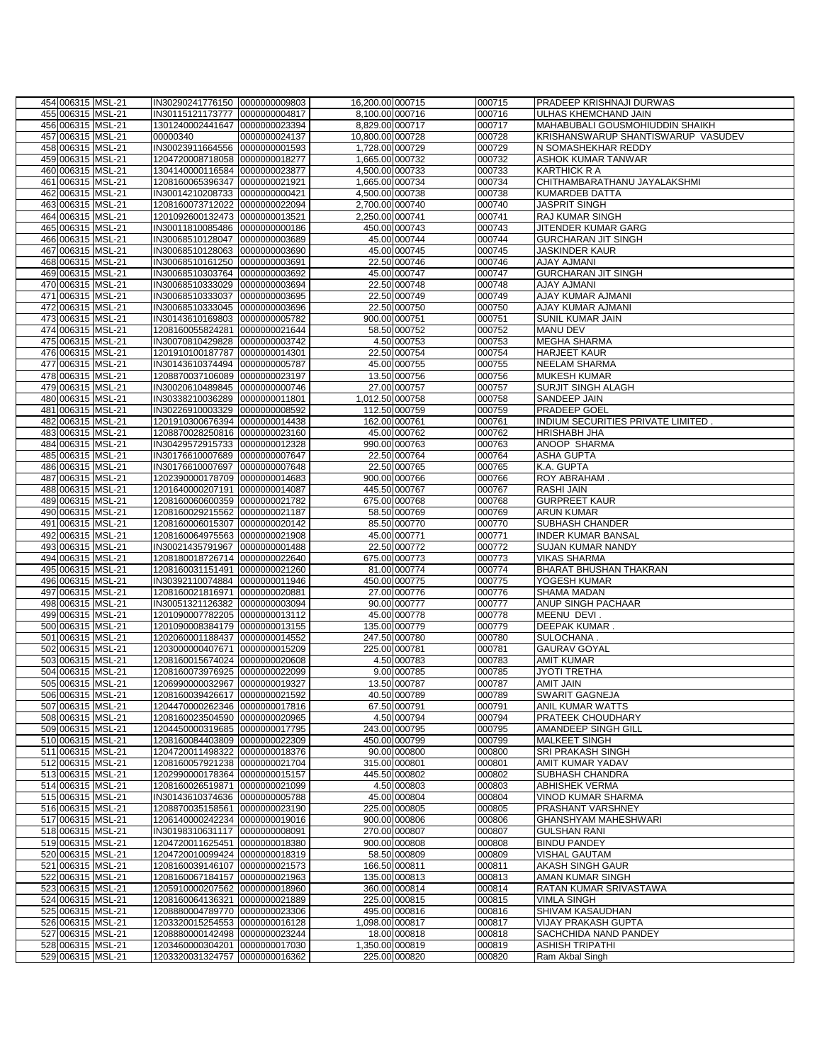| | | | | | | | | |
|---|---|---|---|---|---|---|---|---|
| 454 | 006315 | MSL-21 | IN30290241776150 | 0000000009803 | 16,200.00 | 000715 | 000715 | PRADEEP KRISHNAJI DURWAS |
| 455 | 006315 | MSL-21 | IN30115121173777 | 0000000004817 | 8,100.00 | 000716 | 000716 | ULHAS KHEMCHAND JAIN |
| 456 | 006315 | MSL-21 | 1301240002441647 | 0000000023394 | 8,829.00 | 000717 | 000717 | MAHABUBALI GOUSMOHIUDDIN SHAIKH |
| 457 | 006315 | MSL-21 | 00000340 | 0000000024137 | 10,800.00 | 000728 | 000728 | KRISHANSWARUP SHANTISWARUP VASUDEV |
| 458 | 006315 | MSL-21 | IN30023911664556 | 0000000001593 | 1,728.00 | 000729 | 000729 | N SOMASHEKHAR REDDY |
| 459 | 006315 | MSL-21 | 1204720008718058 | 0000000018277 | 1,665.00 | 000732 | 000732 | ASHOK KUMAR TANWAR |
| 460 | 006315 | MSL-21 | 1304140000116584 | 0000000023877 | 4,500.00 | 000733 | 000733 | KARTHICK R A |
| 461 | 006315 | MSL-21 | 1208160065396347 | 0000000021921 | 1,665.00 | 000734 | 000734 | CHITHAMBARATHANU JAYALAKSHMI |
| 462 | 006315 | MSL-21 | IN30014210208733 | 0000000000421 | 4,500.00 | 000738 | 000738 | KUMARDEB DATTA |
| 463 | 006315 | MSL-21 | 1208160073712022 | 0000000022094 | 2,700.00 | 000740 | 000740 | JASPRIT SINGH |
| 464 | 006315 | MSL-21 | 1201092600132473 | 0000000013521 | 2,250.00 | 000741 | 000741 | RAJ KUMAR SINGH |
| 465 | 006315 | MSL-21 | IN30011810085486 | 0000000000186 | 450.00 | 000743 | 000743 | JITENDER KUMAR GARG |
| 466 | 006315 | MSL-21 | IN30068510128047 | 0000000003689 | 45.00 | 000744 | 000744 | GURCHARAN JIT SINGH |
| 467 | 006315 | MSL-21 | IN30068510128063 | 0000000003690 | 45.00 | 000745 | 000745 | JASKINDER KAUR |
| 468 | 006315 | MSL-21 | IN30068510161250 | 0000000003691 | 22.50 | 000746 | 000746 | AJAY AJMANI |
| 469 | 006315 | MSL-21 | IN30068510303764 | 0000000003692 | 45.00 | 000747 | 000747 | GURCHARAN JIT SINGH |
| 470 | 006315 | MSL-21 | IN30068510333029 | 0000000003694 | 22.50 | 000748 | 000748 | AJAY AJMANI |
| 471 | 006315 | MSL-21 | IN30068510333037 | 0000000003695 | 22.50 | 000749 | 000749 | AJAY KUMAR AJMANI |
| 472 | 006315 | MSL-21 | IN30068510333045 | 0000000003696 | 22.50 | 000750 | 000750 | AJAY KUMAR AJMANI |
| 473 | 006315 | MSL-21 | IN30143610169803 | 0000000005782 | 900.00 | 000751 | 000751 | SUNIL KUMAR JAIN |
| 474 | 006315 | MSL-21 | 1208160055824281 | 0000000021644 | 58.50 | 000752 | 000752 | MANU DEV |
| 475 | 006315 | MSL-21 | IN30070810429828 | 0000000003742 | 4.50 | 000753 | 000753 | MEGHA SHARMA |
| 476 | 006315 | MSL-21 | 1201910100187787 | 0000000014301 | 22.50 | 000754 | 000754 | HARJEET KAUR |
| 477 | 006315 | MSL-21 | IN30143610374494 | 0000000005787 | 45.00 | 000755 | 000755 | NEELAM SHARMA |
| 478 | 006315 | MSL-21 | 1208870037106089 | 0000000023197 | 13.50 | 000756 | 000756 | MUKESH KUMAR |
| 479 | 006315 | MSL-21 | IN30020610489845 | 0000000000746 | 27.00 | 000757 | 000757 | SURJIT SINGH ALAGH |
| 480 | 006315 | MSL-21 | IN30338210036289 | 0000000011801 | 1,012.50 | 000758 | 000758 | SANDEEP JAIN |
| 481 | 006315 | MSL-21 | IN30226910003329 | 0000000008592 | 112.50 | 000759 | 000759 | PRADEEP GOEL |
| 482 | 006315 | MSL-21 | 1201910300676394 | 0000000014438 | 162.00 | 000761 | 000761 | INDIUM SECURITIES PRIVATE LIMITED . |
| 483 | 006315 | MSL-21 | 1208870028250816 | 0000000023160 | 45.00 | 000762 | 000762 | HRISHABH JHA |
| 484 | 006315 | MSL-21 | IN30429572915733 | 0000000012328 | 990.00 | 000763 | 000763 | ANOOP SHARMA |
| 485 | 006315 | MSL-21 | IN30176610007689 | 0000000007647 | 22.50 | 000764 | 000764 | ASHA GUPTA |
| 486 | 006315 | MSL-21 | IN30176610007697 | 0000000007648 | 22.50 | 000765 | 000765 | K.A. GUPTA |
| 487 | 006315 | MSL-21 | 1202390000178709 | 0000000014683 | 900.00 | 000766 | 000766 | ROY ABRAHAM . |
| 488 | 006315 | MSL-21 | 1201640000207191 | 0000000014087 | 445.50 | 000767 | 000767 | RASHI JAIN |
| 489 | 006315 | MSL-21 | 1208160060600359 | 0000000021782 | 675.00 | 000768 | 000768 | GURPREET KAUR |
| 490 | 006315 | MSL-21 | 1208160029215562 | 0000000021187 | 58.50 | 000769 | 000769 | ARUN KUMAR |
| 491 | 006315 | MSL-21 | 1208160006015307 | 0000000020142 | 85.50 | 000770 | 000770 | SUBHASH CHANDER |
| 492 | 006315 | MSL-21 | 1208160064975563 | 0000000021908 | 45.00 | 000771 | 000771 | INDER KUMAR BANSAL |
| 493 | 006315 | MSL-21 | IN30021435791967 | 0000000001488 | 22.50 | 000772 | 000772 | SUJAN KUMAR NANDY |
| 494 | 006315 | MSL-21 | 1208180018726714 | 0000000022640 | 675.00 | 000773 | 000773 | VIKAS SHARMA |
| 495 | 006315 | MSL-21 | 1208160031151491 | 0000000021260 | 81.00 | 000774 | 000774 | BHARAT BHUSHAN THAKRAN |
| 496 | 006315 | MSL-21 | IN30392110074884 | 0000000011946 | 450.00 | 000775 | 000775 | YOGESH KUMAR |
| 497 | 006315 | MSL-21 | 1208160021816971 | 0000000020881 | 27.00 | 000776 | 000776 | SHAMA MADAN |
| 498 | 006315 | MSL-21 | IN30051321126382 | 0000000003094 | 90.00 | 000777 | 000777 | ANUP SINGH PACHAAR |
| 499 | 006315 | MSL-21 | 1201090007782205 | 0000000013112 | 45.00 | 000778 | 000778 | MEENU DEVI . |
| 500 | 006315 | MSL-21 | 1201090008384179 | 0000000013155 | 135.00 | 000779 | 000779 | DEEPAK KUMAR . |
| 501 | 006315 | MSL-21 | 1202060001188437 | 0000000014552 | 247.50 | 000780 | 000780 | SULOCHANA . |
| 502 | 006315 | MSL-21 | 1203000000407671 | 0000000015209 | 225.00 | 000781 | 000781 | GAURAV GOYAL |
| 503 | 006315 | MSL-21 | 1208160015674024 | 0000000020608 | 4.50 | 000783 | 000783 | AMIT KUMAR |
| 504 | 006315 | MSL-21 | 1208160073976925 | 0000000022099 | 9.00 | 000785 | 000785 | JYOTI TRETHA |
| 505 | 006315 | MSL-21 | 1206990000032967 | 0000000019327 | 13.50 | 000787 | 000787 | AMIT JAIN |
| 506 | 006315 | MSL-21 | 1208160039426617 | 0000000021592 | 40.50 | 000789 | 000789 | SWARIT GAGNEJA |
| 507 | 006315 | MSL-21 | 1204470000262346 | 0000000017816 | 67.50 | 000791 | 000791 | ANIL KUMAR WATTS |
| 508 | 006315 | MSL-21 | 1208160023504590 | 0000000020965 | 4.50 | 000794 | 000794 | PRATEEK CHOUDHARY |
| 509 | 006315 | MSL-21 | 1204450000319685 | 0000000017795 | 243.00 | 000795 | 000795 | AMANDEEP SINGH GILL |
| 510 | 006315 | MSL-21 | 1208160084403809 | 0000000022309 | 450.00 | 000799 | 000799 | MALKEET SINGH |
| 511 | 006315 | MSL-21 | 1204720011498322 | 0000000018376 | 90.00 | 000800 | 000800 | SRI PRAKASH SINGH |
| 512 | 006315 | MSL-21 | 1208160057921238 | 0000000021704 | 315.00 | 000801 | 000801 | AMIT KUMAR YADAV |
| 513 | 006315 | MSL-21 | 1202990000178364 | 0000000015157 | 445.50 | 000802 | 000802 | SUBHASH CHANDRA |
| 514 | 006315 | MSL-21 | 1208160026519871 | 0000000021099 | 4.50 | 000803 | 000803 | ABHISHEK VERMA |
| 515 | 006315 | MSL-21 | IN30143610374636 | 0000000005788 | 45.00 | 000804 | 000804 | VINOD KUMAR SHARMA |
| 516 | 006315 | MSL-21 | 1208870035158561 | 0000000023190 | 225.00 | 000805 | 000805 | PRASHANT VARSHNEY |
| 517 | 006315 | MSL-21 | 1206140000242234 | 0000000019016 | 900.00 | 000806 | 000806 | GHANSHYAM MAHESHWARI |
| 518 | 006315 | MSL-21 | IN30198310631117 | 0000000008091 | 270.00 | 000807 | 000807 | GULSHAN RANI |
| 519 | 006315 | MSL-21 | 1204720011625451 | 0000000018380 | 900.00 | 000808 | 000808 | BINDU PANDEY |
| 520 | 006315 | MSL-21 | 1204720010099424 | 0000000018319 | 58.50 | 000809 | 000809 | VISHAL GAUTAM |
| 521 | 006315 | MSL-21 | 1208160039146107 | 0000000021573 | 166.50 | 000811 | 000811 | AKASH SINGH GAUR |
| 522 | 006315 | MSL-21 | 1208160067184157 | 0000000021963 | 135.00 | 000813 | 000813 | AMAN KUMAR SINGH |
| 523 | 006315 | MSL-21 | 1205910000207562 | 0000000018960 | 360.00 | 000814 | 000814 | RATAN KUMAR SRIVASTAWA |
| 524 | 006315 | MSL-21 | 1208160064136321 | 0000000021889 | 225.00 | 000815 | 000815 | VIMLA SINGH |
| 525 | 006315 | MSL-21 | 1208880004789770 | 0000000023306 | 495.00 | 000816 | 000816 | SHIVAM KASAUDHAN |
| 526 | 006315 | MSL-21 | 1203320015254553 | 0000000016128 | 1,098.00 | 000817 | 000817 | VIJAY PRAKASH GUPTA |
| 527 | 006315 | MSL-21 | 1208880000142498 | 0000000023244 | 18.00 | 000818 | 000818 | SACHCHIDA NAND PANDEY |
| 528 | 006315 | MSL-21 | 1203460000304201 | 0000000017030 | 1,350.00 | 000819 | 000819 | ASHISH TRIPATHI |
| 529 | 006315 | MSL-21 | 1203320031324757 | 0000000016362 | 225.00 | 000820 | 000820 | Ram Akbal Singh |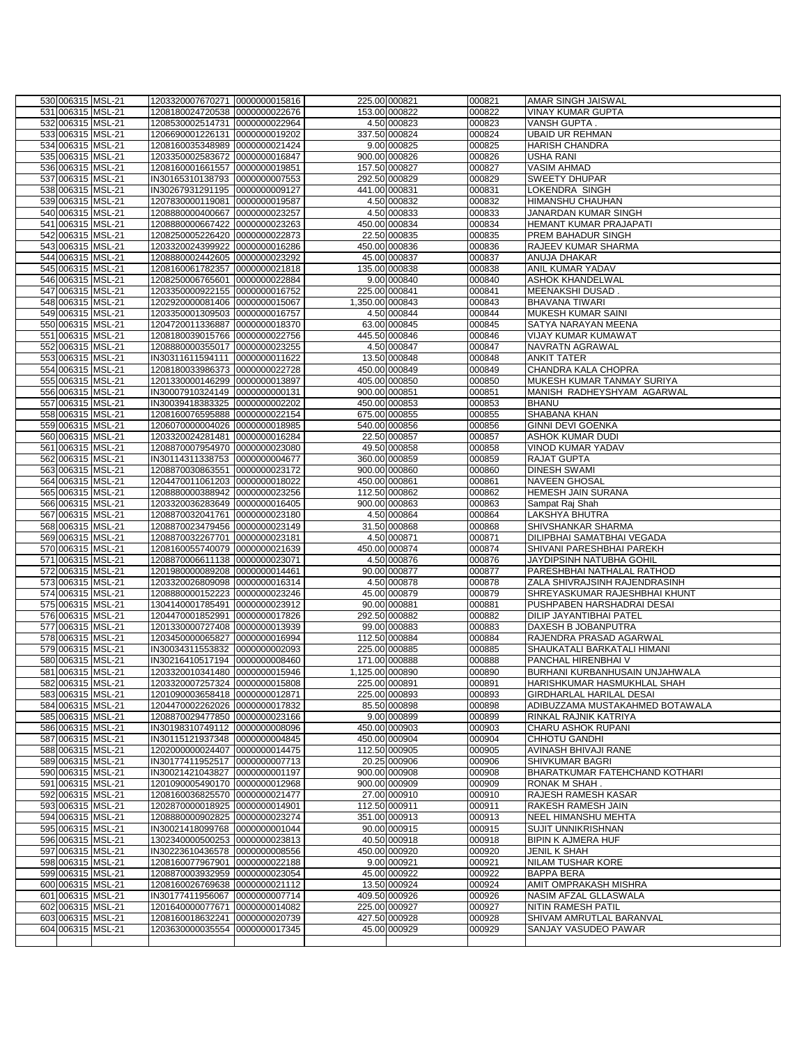| | | | | | | | | |
|---|---|---|---|---|---|---|---|---|
| 530 | 006315 | MSL-21 | 1203320007670271 | 0000000015816 | 225.00 | 000821 | 000821 | AMAR SINGH JAISWAL |
| 531 | 006315 | MSL-21 | 1208180024720538 | 0000000022676 | 153.00 | 000822 | 000822 | VINAY KUMAR GUPTA |
| 532 | 006315 | MSL-21 | 1208530002514731 | 0000000022964 | 4.50 | 000823 | 000823 | VANSH GUPTA . |
| 533 | 006315 | MSL-21 | 1206690001226131 | 0000000019202 | 337.50 | 000824 | 000824 | UBAID UR REHMAN |
| 534 | 006315 | MSL-21 | 1208160035348989 | 0000000021424 | 9.00 | 000825 | 000825 | HARISH CHANDRA |
| 535 | 006315 | MSL-21 | 1203350002583672 | 0000000016847 | 900.00 | 000826 | 000826 | USHA RANI |
| 536 | 006315 | MSL-21 | 1208160001661557 | 0000000019851 | 157.50 | 000827 | 000827 | VASIM AHMAD |
| 537 | 006315 | MSL-21 | IN30165310138793 | 0000000007553 | 292.50 | 000829 | 000829 | SWEETY DHUPAR |
| 538 | 006315 | MSL-21 | IN30267931291195 | 0000000009127 | 441.00 | 000831 | 000831 | LOKENDRA SINGH |
| 539 | 006315 | MSL-21 | 1207830000119081 | 0000000019587 | 4.50 | 000832 | 000832 | HIMANSHU CHAUHAN |
| 540 | 006315 | MSL-21 | 1208880000400667 | 0000000023257 | 4.50 | 000833 | 000833 | JANARDAN KUMAR SINGH |
| 541 | 006315 | MSL-21 | 1208880000667422 | 0000000023263 | 450.00 | 000834 | 000834 | HEMANT KUMAR PRAJAPATI |
| 542 | 006315 | MSL-21 | 1208250005226420 | 0000000022873 | 22.50 | 000835 | 000835 | PREM BAHADUR SINGH |
| 543 | 006315 | MSL-21 | 1203320024399922 | 0000000016286 | 450.00 | 000836 | 000836 | RAJEEV KUMAR SHARMA |
| 544 | 006315 | MSL-21 | 1208880002442605 | 0000000023292 | 45.00 | 000837 | 000837 | ANUJA DHAKAR |
| 545 | 006315 | MSL-21 | 1208160061782357 | 0000000021818 | 135.00 | 000838 | 000838 | ANIL KUMAR YADAV |
| 546 | 006315 | MSL-21 | 1208250006765601 | 0000000022884 | 9.00 | 000840 | 000840 | ASHOK KHANDELWAL |
| 547 | 006315 | MSL-21 | 1203350000922155 | 0000000016752 | 225.00 | 000841 | 000841 | MEENAKSHI DUSAD . |
| 548 | 006315 | MSL-21 | 1202920000081406 | 0000000015067 | 1,350.00 | 000843 | 000843 | BHAVANA TIWARI |
| 549 | 006315 | MSL-21 | 1203350001309503 | 0000000016757 | 4.50 | 000844 | 000844 | MUKESH KUMAR SAINI |
| 550 | 006315 | MSL-21 | 1204720011336887 | 0000000018370 | 63.00 | 000845 | 000845 | SATYA NARAYAN MEENA |
| 551 | 006315 | MSL-21 | 1208180039015766 | 0000000022756 | 445.50 | 000846 | 000846 | VIJAY KUMAR KUMAWAT |
| 552 | 006315 | MSL-21 | 1208880000355017 | 0000000023255 | 4.50 | 000847 | 000847 | NAVRATN AGRAWAL |
| 553 | 006315 | MSL-21 | IN30311611594111 | 0000000011622 | 13.50 | 000848 | 000848 | ANKIT TATER |
| 554 | 006315 | MSL-21 | 1208180033986373 | 0000000022728 | 450.00 | 000849 | 000849 | CHANDRA KALA CHOPRA |
| 555 | 006315 | MSL-21 | 1201330000146299 | 0000000013897 | 405.00 | 000850 | 000850 | MUKESH KUMAR TANMAY SURIYA |
| 556 | 006315 | MSL-21 | IN30007910324149 | 0000000000131 | 900.00 | 000851 | 000851 | MANISH RADHEYSHYAM AGARWAL |
| 557 | 006315 | MSL-21 | IN30039418383325 | 0000000002202 | 450.00 | 000853 | 000853 | BHANU |
| 558 | 006315 | MSL-21 | 1208160076595888 | 0000000022154 | 675.00 | 000855 | 000855 | SHABANA KHAN |
| 559 | 006315 | MSL-21 | 1206070000004026 | 0000000018985 | 540.00 | 000856 | 000856 | GINNI DEVI GOENKA |
| 560 | 006315 | MSL-21 | 1203320024281481 | 0000000016284 | 22.50 | 000857 | 000857 | ASHOK KUMAR DUDI |
| 561 | 006315 | MSL-21 | 1208870007954970 | 0000000023080 | 49.50 | 000858 | 000858 | VINOD KUMAR YADAV |
| 562 | 006315 | MSL-21 | IN30114311338753 | 0000000004677 | 360.00 | 000859 | 000859 | RAJAT GUPTA |
| 563 | 006315 | MSL-21 | 1208870030863551 | 0000000023172 | 900.00 | 000860 | 000860 | DINESH SWAMI |
| 564 | 006315 | MSL-21 | 1204470011061203 | 0000000018022 | 450.00 | 000861 | 000861 | NAVEEN GHOSAL |
| 565 | 006315 | MSL-21 | 1208880000388942 | 0000000023256 | 112.50 | 000862 | 000862 | HEMESH JAIN SURANA |
| 566 | 006315 | MSL-21 | 1203320036283649 | 0000000016405 | 900.00 | 000863 | 000863 | Sampat Raj Shah |
| 567 | 006315 | MSL-21 | 1208870032041761 | 0000000023180 | 4.50 | 000864 | 000864 | LAKSHYA BHUTRA |
| 568 | 006315 | MSL-21 | 1208870023479456 | 0000000023149 | 31.50 | 000868 | 000868 | SHIVSHANKAR SHARMA |
| 569 | 006315 | MSL-21 | 1208870032267701 | 0000000023181 | 4.50 | 000871 | 000871 | DILIPBHAI SAMATBHAI VEGADA |
| 570 | 006315 | MSL-21 | 1208160055740079 | 0000000021639 | 450.00 | 000874 | 000874 | SHIVANI PARESHBHAI PAREKH |
| 571 | 006315 | MSL-21 | 1208870006611138 | 0000000023071 | 4.50 | 000876 | 000876 | JAYDIPSINH NATUBHA GOHIL |
| 572 | 006315 | MSL-21 | 1201980000089208 | 0000000014461 | 90.00 | 000877 | 000877 | PARESHBHAI NATHALAL RATHOD |
| 573 | 006315 | MSL-21 | 1203320026809098 | 0000000016314 | 4.50 | 000878 | 000878 | ZALA SHIVRAJSINH RAJENDRASINH |
| 574 | 006315 | MSL-21 | 1208880000152223 | 0000000023246 | 45.00 | 000879 | 000879 | SHREYASKUMAR RAJESHBHAI KHUNT |
| 575 | 006315 | MSL-21 | 1304140001785491 | 0000000023912 | 90.00 | 000881 | 000881 | PUSHPABEN HARSHADRAI DESAI |
| 576 | 006315 | MSL-21 | 1204470001852991 | 0000000017826 | 292.50 | 000882 | 000882 | DILIP JAYANTIBHAI PATEL |
| 577 | 006315 | MSL-21 | 1201330000727408 | 0000000013939 | 99.00 | 000883 | 000883 | DAXESH B JOBANPUTRA |
| 578 | 006315 | MSL-21 | 1203450000065827 | 0000000016994 | 112.50 | 000884 | 000884 | RAJENDRA PRASAD AGARWAL |
| 579 | 006315 | MSL-21 | IN30034311553832 | 0000000002093 | 225.00 | 000885 | 000885 | SHAUKATALI BARKATALI HIMANI |
| 580 | 006315 | MSL-21 | IN30216410517194 | 0000000008460 | 171.00 | 000888 | 000888 | PANCHAL HIRENBHAI V |
| 581 | 006315 | MSL-21 | 1203320010341480 | 0000000015946 | 1,125.00 | 000890 | 000890 | BURHANI KURBANHUSAIN UNJAHWALA |
| 582 | 006315 | MSL-21 | 1203320007257324 | 0000000015808 | 225.00 | 000891 | 000891 | HARISHKUMAR HASMUKHLAL SHAH |
| 583 | 006315 | MSL-21 | 1201090003658418 | 0000000012871 | 225.00 | 000893 | 000893 | GIRDHARLAL HARILAL DESAI |
| 584 | 006315 | MSL-21 | 1204470002262026 | 0000000017832 | 85.50 | 000898 | 000898 | ADIBUZZAMA MUSTAKAHMED BOTAWALA |
| 585 | 006315 | MSL-21 | 1208870029477850 | 0000000023166 | 9.00 | 000899 | 000899 | RINKAL RAJNIK KATRIYA |
| 586 | 006315 | MSL-21 | IN30198310749112 | 0000000008096 | 450.00 | 000903 | 000903 | CHARU ASHOK RUPANI |
| 587 | 006315 | MSL-21 | IN30115121937348 | 0000000004845 | 450.00 | 000904 | 000904 | CHHOTU GANDHI |
| 588 | 006315 | MSL-21 | 1202000000024407 | 0000000014475 | 112.50 | 000905 | 000905 | AVINASH BHIVAJI RANE |
| 589 | 006315 | MSL-21 | IN30177411952517 | 0000000007713 | 20.25 | 000906 | 000906 | SHIVKUMAR BAGRI |
| 590 | 006315 | MSL-21 | IN30021421043827 | 0000000001197 | 900.00 | 000908 | 000908 | BHARATKUMAR FATEHCHAND KOTHARI |
| 591 | 006315 | MSL-21 | 1201090005490170 | 0000000012968 | 900.00 | 000909 | 000909 | RONAK M SHAH . |
| 592 | 006315 | MSL-21 | 1208160036825570 | 0000000021477 | 27.00 | 000910 | 000910 | RAJESH RAMESH KASAR |
| 593 | 006315 | MSL-21 | 1202870000018925 | 0000000014901 | 112.50 | 000911 | 000911 | RAKESH RAMESH JAIN |
| 594 | 006315 | MSL-21 | 1208880000902825 | 0000000023274 | 351.00 | 000913 | 000913 | NEEL HIMANSHU MEHTA |
| 595 | 006315 | MSL-21 | IN30021418099768 | 0000000001044 | 90.00 | 000915 | 000915 | SUJIT UNNIKRISHNAN |
| 596 | 006315 | MSL-21 | 1302340000500253 | 0000000023813 | 40.50 | 000918 | 000918 | BIPIN K AJMERA HUF |
| 597 | 006315 | MSL-21 | IN30223610436578 | 0000000008556 | 450.00 | 000920 | 000920 | JENIL K SHAH |
| 598 | 006315 | MSL-21 | 1208160077967901 | 0000000022188 | 9.00 | 000921 | 000921 | NILAM TUSHAR KORE |
| 599 | 006315 | MSL-21 | 1208870003932959 | 0000000023054 | 45.00 | 000922 | 000922 | BAPPA BERA |
| 600 | 006315 | MSL-21 | 1208160026769638 | 0000000021112 | 13.50 | 000924 | 000924 | AMIT OMPRAKASH MISHRA |
| 601 | 006315 | MSL-21 | IN30177411956067 | 0000000007714 | 409.50 | 000926 | 000926 | NASIM AFZAL GLLASWALA |
| 602 | 006315 | MSL-21 | 1201640000077671 | 0000000014082 | 225.00 | 000927 | 000927 | NITIN RAMESH PATIL |
| 603 | 006315 | MSL-21 | 1208160018632241 | 0000000020739 | 427.50 | 000928 | 000928 | SHIVAM AMRUTLAL BARANVAL |
| 604 | 006315 | MSL-21 | 1203630000035554 | 0000000017345 | 45.00 | 000929 | 000929 | SANJAY VASUDEO PAWAR |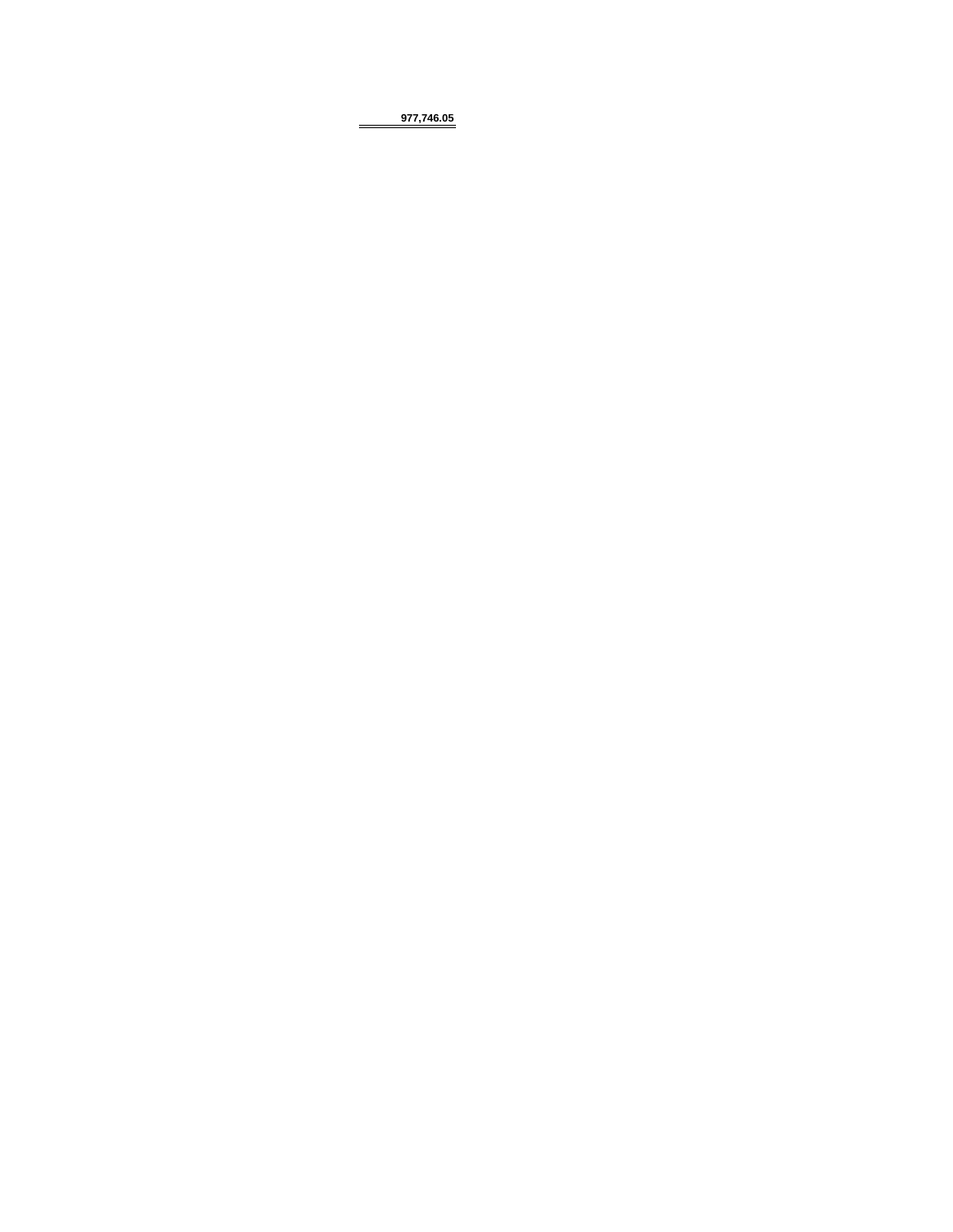**977,746.05**